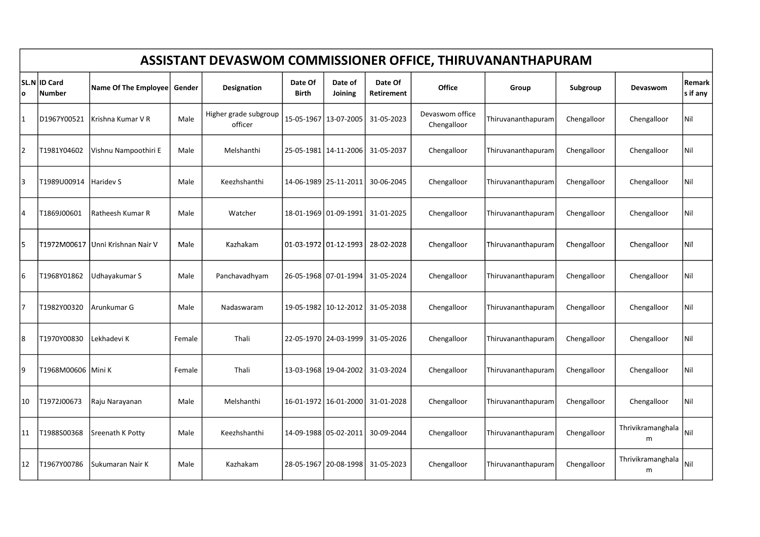# ASSISTANT DEVASWOM COMMISSIONER OFFICE, THIRUVANANTHAPURAM

| SL.No | ID Card Number | Name Of The Employee | Gender | Designation | Date Of Birth | Date of Joining | Date Of Retirement | Office | Group | Subgroup | Devaswom | Remarks if any |
|---|---|---|---|---|---|---|---|---|---|---|---|---|
| 1 | D1967Y00521 | Krishna Kumar V R | Male | Higher grade subgroup officer | 15-05-1967 | 13-07-2005 | 31-05-2023 | Devaswom office Chengalloor | Thiruvananthapuram | Chengalloor | Chengalloor | Nil |
| 2 | T1981Y04602 | Vishnu Nampoothiri E | Male | Melshanthi | 25-05-1981 | 14-11-2006 | 31-05-2037 | Chengalloor | Thiruvananthapuram | Chengalloor | Chengalloor | Nil |
| 3 | T1989U00914 | Haridev S | Male | Keezhshanthi | 14-06-1989 | 25-11-2011 | 30-06-2045 | Chengalloor | Thiruvananthapuram | Chengalloor | Chengalloor | Nil |
| 4 | T1869J00601 | Ratheesh Kumar R | Male | Watcher | 18-01-1969 | 01-09-1991 | 31-01-2025 | Chengalloor | Thiruvananthapuram | Chengalloor | Chengalloor | Nil |
| 5 | T1972M00617 | Unni Krishnan Nair V | Male | Kazhakam | 01-03-1972 | 01-12-1993 | 28-02-2028 | Chengalloor | Thiruvananthapuram | Chengalloor | Chengalloor | Nil |
| 6 | T1968Y01862 | Udhayakumar S | Male | Panchavadhyam | 26-05-1968 | 07-01-1994 | 31-05-2024 | Chengalloor | Thiruvananthapuram | Chengalloor | Chengalloor | Nil |
| 7 | T1982Y00320 | Arunkumar G | Male | Nadaswaram | 19-05-1982 | 10-12-2012 | 31-05-2038 | Chengalloor | Thiruvananthapuram | Chengalloor | Chengalloor | Nil |
| 8 | T1970Y00830 | Lekhadevi K | Female | Thali | 22-05-1970 | 24-03-1999 | 31-05-2026 | Chengalloor | Thiruvananthapuram | Chengalloor | Chengalloor | Nil |
| 9 | T1968M00606 | Mini K | Female | Thali | 13-03-1968 | 19-04-2002 | 31-03-2024 | Chengalloor | Thiruvananthapuram | Chengalloor | Chengalloor | Nil |
| 10 | T1972J00673 | Raju Narayanan | Male | Melshanthi | 16-01-1972 | 16-01-2000 | 31-01-2028 | Chengalloor | Thiruvananthapuram | Chengalloor | Chengalloor | Nil |
| 11 | T1988S00368 | Sreenath K Potty | Male | Keezhshanthi | 14-09-1988 | 05-02-2011 | 30-09-2044 | Chengalloor | Thiruvananthapuram | Chengalloor | Thrivikramanghalam | Nil |
| 12 | T1967Y00786 | Sukumaran Nair K | Male | Kazhakam | 28-05-1967 | 20-08-1998 | 31-05-2023 | Chengalloor | Thiruvananthapuram | Chengalloor | Thrivikramanghalam | Nil |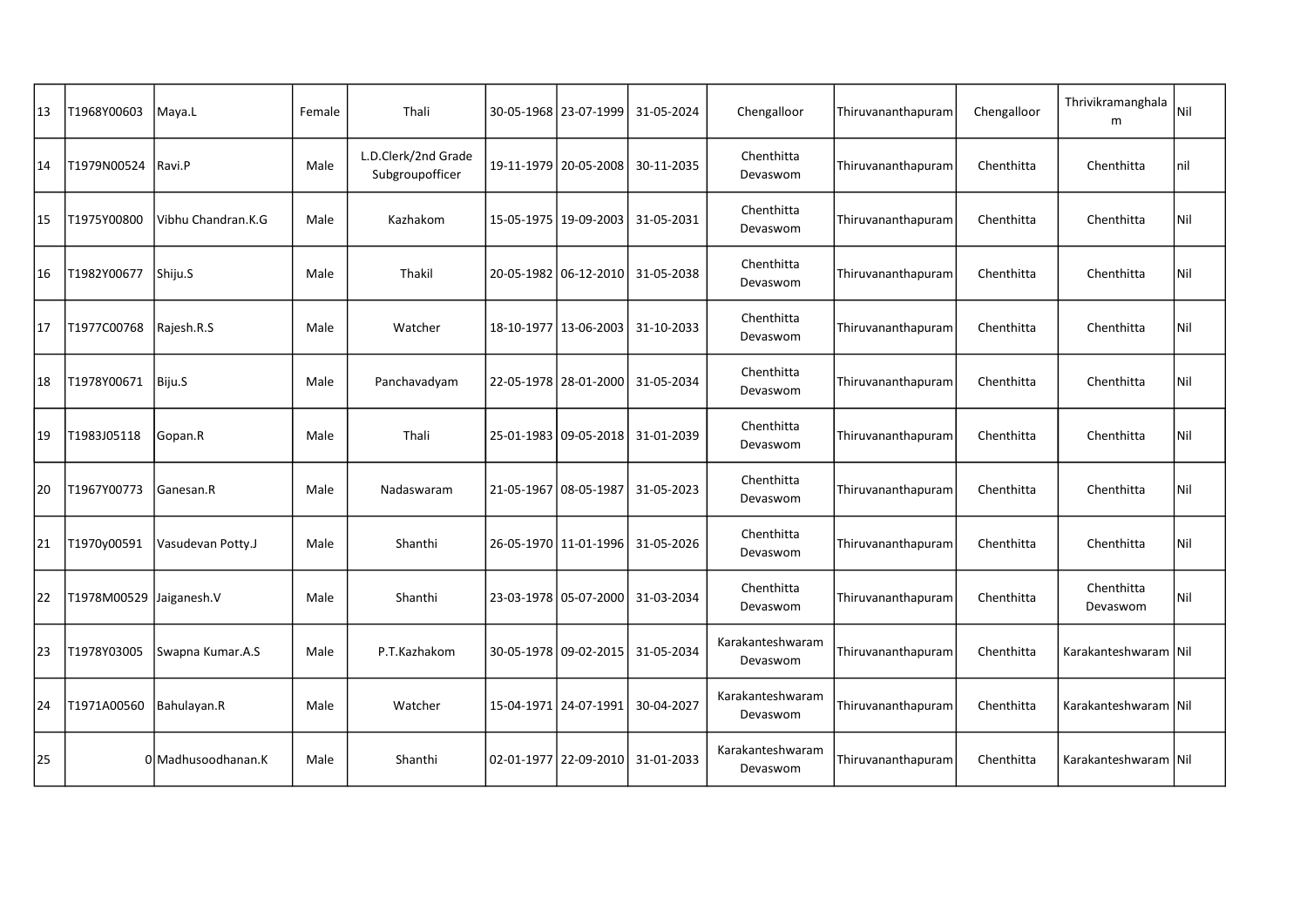| | | | | | | | | | | | | |
|---|---|---|---|---|---|---|---|---|---|---|---|---|
| 13 | T1968Y00603 | Maya.L | Female | Thali | 30-05-1968 | 23-07-1999 | 31-05-2024 | Chengalloor | Thiruvananthapuram | Chengalloor | Thrivikramanghalam | Nil |
| 14 | T1979N00524 | Ravi.P | Male | L.D.Clerk/2nd Grade Subgroupofficer | 19-11-1979 | 20-05-2008 | 30-11-2035 | Chenthitta Devaswom | Thiruvananthapuram | Chenthitta | Chenthitta | nil |
| 15 | T1975Y00800 | Vibhu Chandran.K.G | Male | Kazhakom | 15-05-1975 | 19-09-2003 | 31-05-2031 | Chenthitta Devaswom | Thiruvananthapuram | Chenthitta | Chenthitta | Nil |
| 16 | T1982Y00677 | Shiju.S | Male | Thakil | 20-05-1982 | 06-12-2010 | 31-05-2038 | Chenthitta Devaswom | Thiruvananthapuram | Chenthitta | Chenthitta | Nil |
| 17 | T1977C00768 | Rajesh.R.S | Male | Watcher | 18-10-1977 | 13-06-2003 | 31-10-2033 | Chenthitta Devaswom | Thiruvananthapuram | Chenthitta | Chenthitta | Nil |
| 18 | T1978Y00671 | Biju.S | Male | Panchavadyam | 22-05-1978 | 28-01-2000 | 31-05-2034 | Chenthitta Devaswom | Thiruvananthapuram | Chenthitta | Chenthitta | Nil |
| 19 | T1983J05118 | Gopan.R | Male | Thali | 25-01-1983 | 09-05-2018 | 31-01-2039 | Chenthitta Devaswom | Thiruvananthapuram | Chenthitta | Chenthitta | Nil |
| 20 | T1967Y00773 | Ganesan.R | Male | Nadaswaram | 21-05-1967 | 08-05-1987 | 31-05-2023 | Chenthitta Devaswom | Thiruvananthapuram | Chenthitta | Chenthitta | Nil |
| 21 | T1970y00591 | Vasudevan Potty.J | Male | Shanthi | 26-05-1970 | 11-01-1996 | 31-05-2026 | Chenthitta Devaswom | Thiruvananthapuram | Chenthitta | Chenthitta | Nil |
| 22 | T1978M00529 | Jaiganesh.V | Male | Shanthi | 23-03-1978 | 05-07-2000 | 31-03-2034 | Chenthitta Devaswom | Thiruvananthapuram | Chenthitta | Chenthitta Devaswom | Nil |
| 23 | T1978Y03005 | Swapna Kumar.A.S | Male | P.T.Kazhakom | 30-05-1978 | 09-02-2015 | 31-05-2034 | Karakanteshwaram Devaswom | Thiruvananthapuram | Chenthitta | Karakanteshwaram | Nil |
| 24 | T1971A00560 | Bahulayan.R | Male | Watcher | 15-04-1971 | 24-07-1991 | 30-04-2027 | Karakanteshwaram Devaswom | Thiruvananthapuram | Chenthitta | Karakanteshwaram | Nil |
| 25 | 0 | Madhusoodhanan.K | Male | Shanthi | 02-01-1977 | 22-09-2010 | 31-01-2033 | Karakanteshwaram Devaswom | Thiruvananthapuram | Chenthitta | Karakanteshwaram | Nil |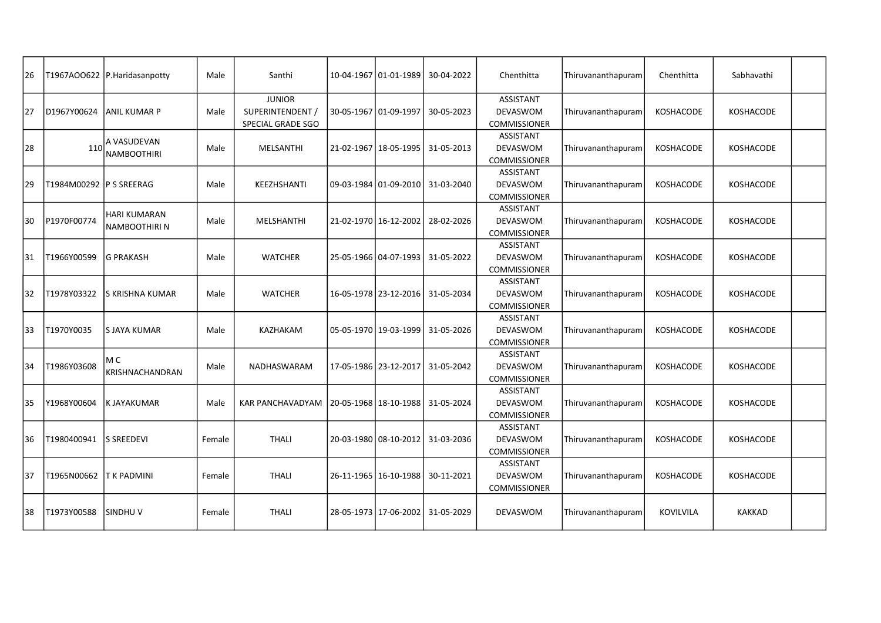| | | | | | | | | | | | | |
|---|---|---|---|---|---|---|---|---|---|---|---|---|
| 26 | T1967AOO622 | P.Haridasanpotty | Male | Santhi | 10-04-1967 | 01-01-1989 | 30-04-2022 | Chenthitta | Thiruvananthapuram | Chenthitta | Sabhavathi | |
| 27 | D1967Y00624 | ANIL KUMAR P | Male | JUNIOR SUPERINTENDENT / SPECIAL GRADE SGO | 30-05-1967 | 01-09-1997 | 30-05-2023 | ASSISTANT DEVASWOM COMMISSIONER | Thiruvananthapuram | KOSHACODE | KOSHACODE | |
| 28 | 110 | A VASUDEVAN NAMBOOTHIRI | Male | MELSANTHI | 21-02-1967 | 18-05-1995 | 31-05-2013 | ASSISTANT DEVASWOM COMMISSIONER | Thiruvananthapuram | KOSHACODE | KOSHACODE | |
| 29 | T1984M00292 | P S SREERAG | Male | KEEZHSHANTI | 09-03-1984 | 01-09-2010 | 31-03-2040 | ASSISTANT DEVASWOM COMMISSIONER | Thiruvananthapuram | KOSHACODE | KOSHACODE | |
| 30 | P1970F00774 | HARI KUMARAN NAMBOOTHIRI N | Male | MELSHANTHI | 21-02-1970 | 16-12-2002 | 28-02-2026 | ASSISTANT DEVASWOM COMMISSIONER | Thiruvananthapuram | KOSHACODE | KOSHACODE | |
| 31 | T1966Y00599 | G PRAKASH | Male | WATCHER | 25-05-1966 | 04-07-1993 | 31-05-2022 | ASSISTANT DEVASWOM COMMISSIONER | Thiruvananthapuram | KOSHACODE | KOSHACODE | |
| 32 | T1978Y03322 | S KRISHNA KUMAR | Male | WATCHER | 16-05-1978 | 23-12-2016 | 31-05-2034 | ASSISTANT DEVASWOM COMMISSIONER | Thiruvananthapuram | KOSHACODE | KOSHACODE | |
| 33 | T1970Y0035 | S JAYA KUMAR | Male | KAZHAKAM | 05-05-1970 | 19-03-1999 | 31-05-2026 | ASSISTANT DEVASWOM COMMISSIONER | Thiruvananthapuram | KOSHACODE | KOSHACODE | |
| 34 | T1986Y03608 | M C KRISHNACHANDRAN | Male | NADHASWARAM | 17-05-1986 | 23-12-2017 | 31-05-2042 | ASSISTANT DEVASWOM COMMISSIONER | Thiruvananthapuram | KOSHACODE | KOSHACODE | |
| 35 | Y1968Y00604 | K JAYAKUMAR | Male | KAR PANCHAVADYAM | 20-05-1968 | 18-10-1988 | 31-05-2024 | ASSISTANT DEVASWOM COMMISSIONER | Thiruvananthapuram | KOSHACODE | KOSHACODE | |
| 36 | T1980400941 | S SREEDEVI | Female | THALI | 20-03-1980 | 08-10-2012 | 31-03-2036 | ASSISTANT DEVASWOM COMMISSIONER | Thiruvananthapuram | KOSHACODE | KOSHACODE | |
| 37 | T1965N00662 | T K PADMINI | Female | THALI | 26-11-1965 | 16-10-1988 | 30-11-2021 | ASSISTANT DEVASWOM COMMISSIONER | Thiruvananthapuram | KOSHACODE | KOSHACODE | |
| 38 | T1973Y00588 | SINDHU V | Female | THALI | 28-05-1973 | 17-06-2002 | 31-05-2029 | DEVASWOM | Thiruvananthapuram | KOVILVILA | KAKKAD | |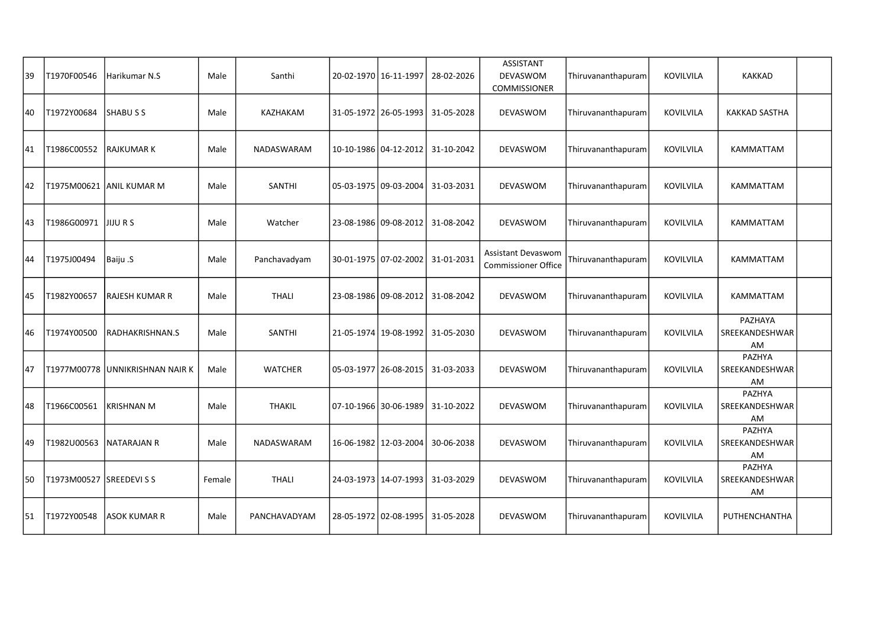| 39 | T1970F00546 | Harikumar N.S | Male | Santhi | 20-02-1970 | 16-11-1997 | 28-02-2026 | ASSISTANT DEVASWOM COMMISSIONER | Thiruvananthapuram | KOVILVILA | KAKKAD | |
|---|---|---|---|---|---|---|---|---|---|---|---|---|
| 40 | T1972Y00684 | SHABU S S | Male | KAZHAKAM | 31-05-1972 | 26-05-1993 | 31-05-2028 | DEVASWOM | Thiruvananthapuram | KOVILVILA | KAKKAD SASTHA | |
| 41 | T1986C00552 | RAJKUMAR K | Male | NADASWARAM | 10-10-1986 | 04-12-2012 | 31-10-2042 | DEVASWOM | Thiruvananthapuram | KOVILVILA | KAMMATTAM | |
| 42 | T1975M00621 | ANIL KUMAR M | Male | SANTHI | 05-03-1975 | 09-03-2004 | 31-03-2031 | DEVASWOM | Thiruvananthapuram | KOVILVILA | KAMMATTAM | |
| 43 | T1986G00971 | JIJU R S | Male | Watcher | 23-08-1986 | 09-08-2012 | 31-08-2042 | DEVASWOM | Thiruvananthapuram | KOVILVILA | KAMMATTAM | |
| 44 | T1975J00494 | Baiju .S | Male | Panchavadyam | 30-01-1975 | 07-02-2002 | 31-01-2031 | Assistant Devaswom Commissioner Office | Thiruvananthapuram | KOVILVILA | KAMMATTAM | |
| 45 | T1982Y00657 | RAJESH KUMAR R | Male | THALI | 23-08-1986 | 09-08-2012 | 31-08-2042 | DEVASWOM | Thiruvananthapuram | KOVILVILA | KAMMATTAM | |
| 46 | T1974Y00500 | RADHAKRISHNAN.S | Male | SANTHI | 21-05-1974 | 19-08-1992 | 31-05-2030 | DEVASWOM | Thiruvananthapuram | KOVILVILA | PAZHAYA SREEKANDESHWARAM | |
| 47 | T1977M00778 | UNNIKRISHNAN NAIR K | Male | WATCHER | 05-03-1977 | 26-08-2015 | 31-03-2033 | DEVASWOM | Thiruvananthapuram | KOVILVILA | PAZHYA SREEKANDESHWARAM | |
| 48 | T1966C00561 | KRISHNAN M | Male | THAKIL | 07-10-1966 | 30-06-1989 | 31-10-2022 | DEVASWOM | Thiruvananthapuram | KOVILVILA | PAZHYA SREEKANDESHWARAM | |
| 49 | T1982U00563 | NATARAJAN R | Male | NADASWARAM | 16-06-1982 | 12-03-2004 | 30-06-2038 | DEVASWOM | Thiruvananthapuram | KOVILVILA | PAZHYA SREEKANDESHWARAM | |
| 50 | T1973M00527 | SREEDEVI S S | Female | THALI | 24-03-1973 | 14-07-1993 | 31-03-2029 | DEVASWOM | Thiruvananthapuram | KOVILVILA | PAZHYA SREEKANDESHWARAM | |
| 51 | T1972Y00548 | ASOK KUMAR R | Male | PANCHAVADYAM | 28-05-1972 | 02-08-1995 | 31-05-2028 | DEVASWOM | Thiruvananthapuram | KOVILVILA | PUTHENCHANTHA | |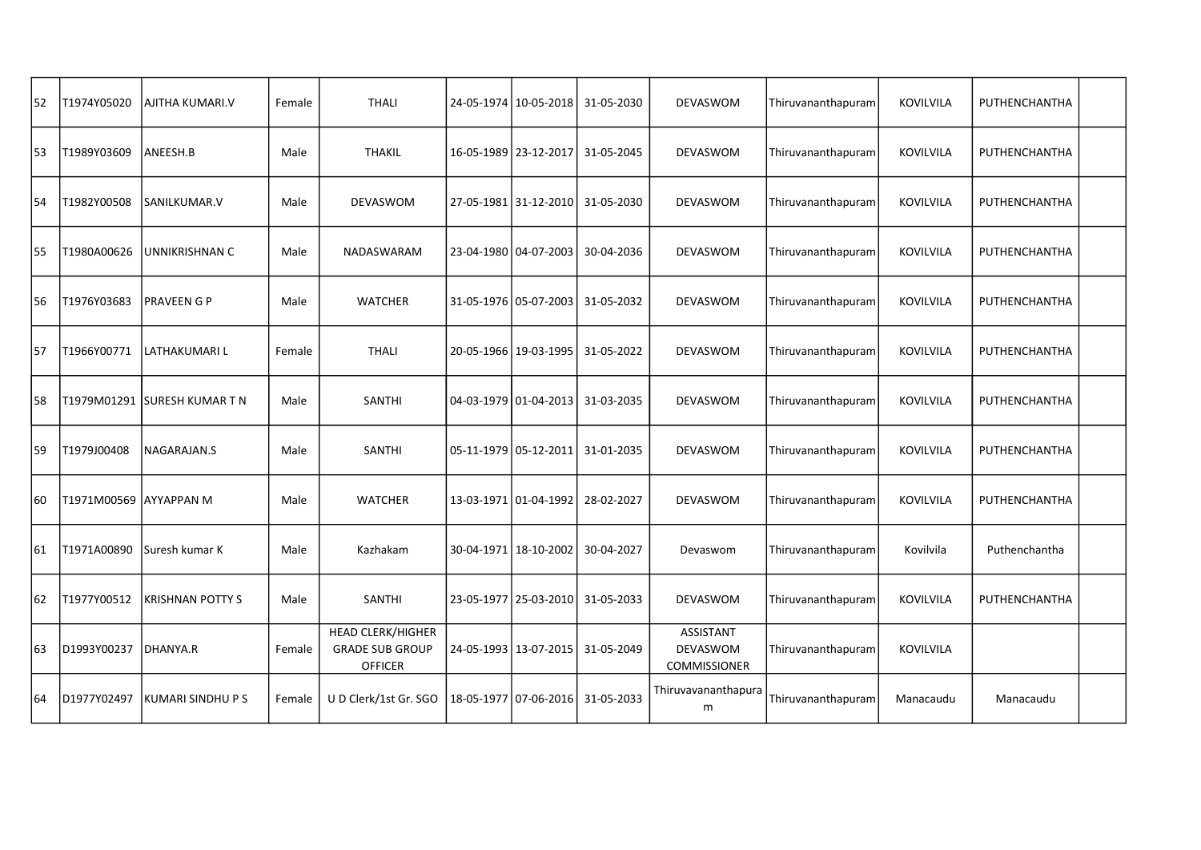| | | | | | | | | | | | | |
|---|---|---|---|---|---|---|---|---|---|---|---|---|
| 52 | T1974Y05020 | AJITHA KUMARI.V | Female | THALI | 24-05-1974 | 10-05-2018 | 31-05-2030 | DEVASWOM | Thiruvananthapuram | KOVILVILA | PUTHENCHANTHA | |
| 53 | T1989Y03609 | ANEESH.B | Male | THAKIL | 16-05-1989 | 23-12-2017 | 31-05-2045 | DEVASWOM | Thiruvananthapuram | KOVILVILA | PUTHENCHANTHA | |
| 54 | T1982Y00508 | SANILKUMAR.V | Male | DEVASWOM | 27-05-1981 | 31-12-2010 | 31-05-2030 | DEVASWOM | Thiruvananthapuram | KOVILVILA | PUTHENCHANTHA | |
| 55 | T1980A00626 | UNNIKRISHNAN C | Male | NADASWARAM | 23-04-1980 | 04-07-2003 | 30-04-2036 | DEVASWOM | Thiruvananthapuram | KOVILVILA | PUTHENCHANTHA | |
| 56 | T1976Y03683 | PRAVEEN G P | Male | WATCHER | 31-05-1976 | 05-07-2003 | 31-05-2032 | DEVASWOM | Thiruvananthapuram | KOVILVILA | PUTHENCHANTHA | |
| 57 | T1966Y00771 | LATHAKUMARI L | Female | THALI | 20-05-1966 | 19-03-1995 | 31-05-2022 | DEVASWOM | Thiruvananthapuram | KOVILVILA | PUTHENCHANTHA | |
| 58 | T1979M01291 | SURESH KUMAR T N | Male | SANTHI | 04-03-1979 | 01-04-2013 | 31-03-2035 | DEVASWOM | Thiruvananthapuram | KOVILVILA | PUTHENCHANTHA | |
| 59 | T1979J00408 | NAGARAJAN.S | Male | SANTHI | 05-11-1979 | 05-12-2011 | 31-01-2035 | DEVASWOM | Thiruvananthapuram | KOVILVILA | PUTHENCHANTHA | |
| 60 | T1971M00569 | AYYAPPAN M | Male | WATCHER | 13-03-1971 | 01-04-1992 | 28-02-2027 | DEVASWOM | Thiruvananthapuram | KOVILVILA | PUTHENCHANTHA | |
| 61 | T1971A00890 | Suresh kumar K | Male | Kazhakam | 30-04-1971 | 18-10-2002 | 30-04-2027 | Devaswom | Thiruvananthapuram | Kovilvila | Puthenchantha | |
| 62 | T1977Y00512 | KRISHNAN POTTY S | Male | SANTHI | 23-05-1977 | 25-03-2010 | 31-05-2033 | DEVASWOM | Thiruvananthapuram | KOVILVILA | PUTHENCHANTHA | |
| 63 | D1993Y00237 | DHANYA.R | Female | HEAD CLERK/HIGHER GRADE SUB GROUP OFFICER | 24-05-1993 | 13-07-2015 | 31-05-2049 | ASSISTANT DEVASWOM COMMISSIONER | Thiruvananthapuram | KOVILVILA | | |
| 64 | D1977Y02497 | KUMARI SINDHU P S | Female | U D Clerk/1st Gr. SGO | 18-05-1977 | 07-06-2016 | 31-05-2033 | Thiruvananthapuram | Thiruvananthapuram | Manacaudu | Manacaudu | |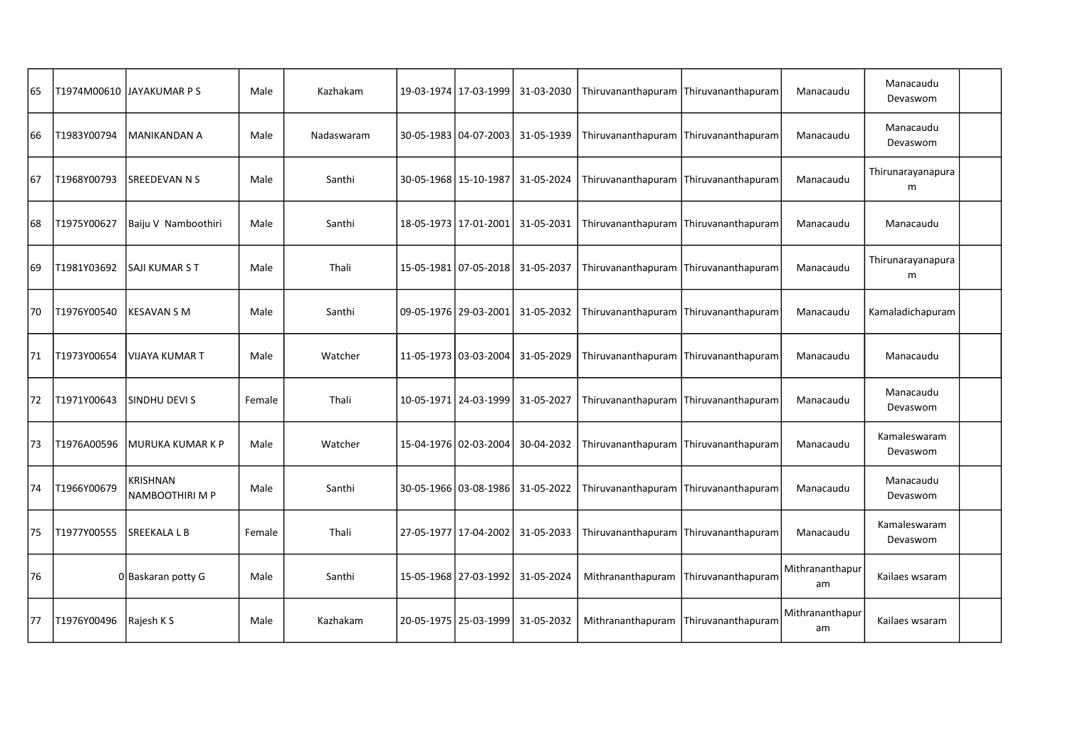| | | | | | | | | | | | | |
|---|---|---|---|---|---|---|---|---|---|---|---|---|
| 65 | T1974M00610 | JAYAKUMAR P S | Male | Kazhakam | 19-03-1974 | 17-03-1999 | 31-03-2030 | Thiruvananthapuram | Thiruvananthapuram | Manacaudu | Manacaudu Devaswom | |
| 66 | T1983Y00794 | MANIKANDAN A | Male | Nadaswaram | 30-05-1983 | 04-07-2003 | 31-05-1939 | Thiruvananthapuram | Thiruvananthapuram | Manacaudu | Manacaudu Devaswom | |
| 67 | T1968Y00793 | SREEDEVAN N S | Male | Santhi | 30-05-1968 | 15-10-1987 | 31-05-2024 | Thiruvananthapuram | Thiruvananthapuram | Manacaudu | Thirunarayanapuram | |
| 68 | T1975Y00627 | Baiju V Namboothiri | Male | Santhi | 18-05-1973 | 17-01-2001 | 31-05-2031 | Thiruvananthapuram | Thiruvananthapuram | Manacaudu | Manacaudu | |
| 69 | T1981Y03692 | SAJI KUMAR S T | Male | Thali | 15-05-1981 | 07-05-2018 | 31-05-2037 | Thiruvananthapuram | Thiruvananthapuram | Manacaudu | Thirunarayanapuram | |
| 70 | T1976Y00540 | KESAVAN S M | Male | Santhi | 09-05-1976 | 29-03-2001 | 31-05-2032 | Thiruvananthapuram | Thiruvananthapuram | Manacaudu | Kamaladichapuram | |
| 71 | T1973Y00654 | VIJAYA KUMAR T | Male | Watcher | 11-05-1973 | 03-03-2004 | 31-05-2029 | Thiruvananthapuram | Thiruvananthapuram | Manacaudu | Manacaudu | |
| 72 | T1971Y00643 | SINDHU DEVI S | Female | Thali | 10-05-1971 | 24-03-1999 | 31-05-2027 | Thiruvananthapuram | Thiruvananthapuram | Manacaudu | Manacaudu Devaswom | |
| 73 | T1976A00596 | MURUKA KUMAR K P | Male | Watcher | 15-04-1976 | 02-03-2004 | 30-04-2032 | Thiruvananthapuram | Thiruvananthapuram | Manacaudu | Kamaleswaram Devaswom | |
| 74 | T1966Y00679 | KRISHNAN NAMBOOTHIRI M P | Male | Santhi | 30-05-1966 | 03-08-1986 | 31-05-2022 | Thiruvananthapuram | Thiruvananthapuram | Manacaudu | Manacaudu Devaswom | |
| 75 | T1977Y00555 | SREEKALA L B | Female | Thali | 27-05-1977 | 17-04-2002 | 31-05-2033 | Thiruvananthapuram | Thiruvananthapuram | Manacaudu | Kamaleswaram Devaswom | |
| 76 | 0 | Baskaran potty G | Male | Santhi | 15-05-1968 | 27-03-1992 | 31-05-2024 | Mithrananthapuram | Thiruvananthapuram | Mithrananthapuram | Kailaes wsaram | |
| 77 | T1976Y00496 | Rajesh K S | Male | Kazhakam | 20-05-1975 | 25-03-1999 | 31-05-2032 | Mithrananthapuram | Thiruvananthapuram | Mithrananthapuram | Kailaes wsaram | |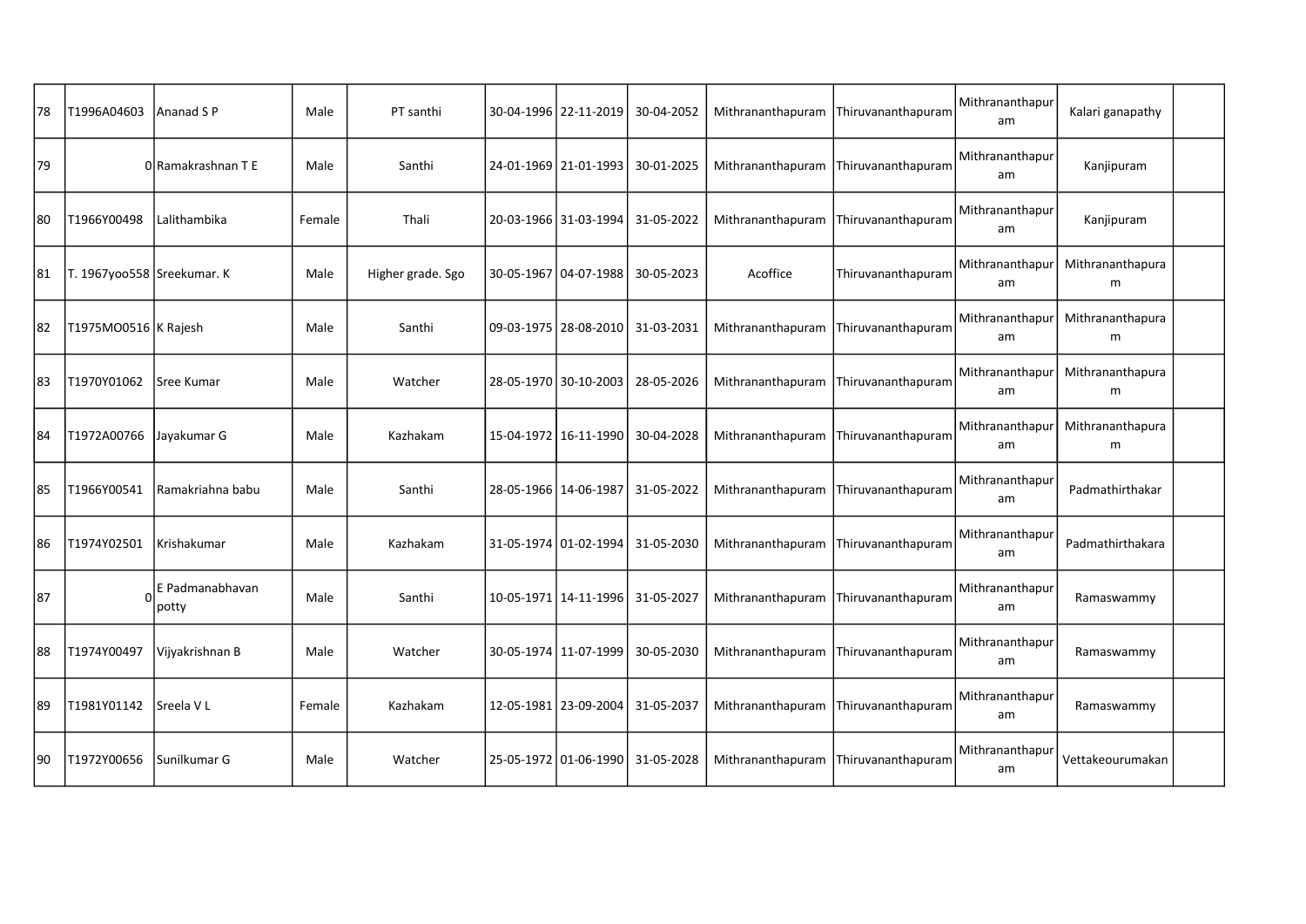| | | | | | | | | | | | | |
|---|---|---|---|---|---|---|---|---|---|---|---|---|
| 78 | T1996A04603 | Ananad S P | Male | PT santhi | 30-04-1996 | 22-11-2019 | 30-04-2052 | Mithrananthapuram | Thiruvananthapuram | Mithrananthapuram | Kalari ganapathy | |
| 79 | 0 | Ramakrashnan T E | Male | Santhi | 24-01-1969 | 21-01-1993 | 30-01-2025 | Mithrananthapuram | Thiruvananthapuram | Mithrananthapuram | Kanjipuram | |
| 80 | T1966Y00498 | Lalithambika | Female | Thali | 20-03-1966 | 31-03-1994 | 31-05-2022 | Mithrananthapuram | Thiruvananthapuram | Mithrananthapuram | Kanjipuram | |
| 81 | T. 1967yoo558 | Sreekumar. K | Male | Higher grade. Sgo | 30-05-1967 | 04-07-1988 | 30-05-2023 | Acoffice | Thiruvananthapuram | Mithrananthapuram | Mithrananthapuram | |
| 82 | T1975MO0516 | K Rajesh | Male | Santhi | 09-03-1975 | 28-08-2010 | 31-03-2031 | Mithrananthapuram | Thiruvananthapuram | Mithrananthapuram | Mithrananthapuram | |
| 83 | T1970Y01062 | Sree Kumar | Male | Watcher | 28-05-1970 | 30-10-2003 | 28-05-2026 | Mithrananthapuram | Thiruvananthapuram | Mithrananthapuram | Mithrananthapuram | |
| 84 | T1972A00766 | Jayakumar G | Male | Kazhakam | 15-04-1972 | 16-11-1990 | 30-04-2028 | Mithrananthapuram | Thiruvananthapuram | Mithrananthapuram | Mithrananthapuram | |
| 85 | T1966Y00541 | Ramakriahna babu | Male | Santhi | 28-05-1966 | 14-06-1987 | 31-05-2022 | Mithrananthapuram | Thiruvananthapuram | Mithrananthapuram | Padmathirthakar | |
| 86 | T1974Y02501 | Krishakumar | Male | Kazhakam | 31-05-1974 | 01-02-1994 | 31-05-2030 | Mithrananthapuram | Thiruvananthapuram | Mithrananthapuram | Padmathirthakara | |
| 87 | 0 | E Padmanabhavan potty | Male | Santhi | 10-05-1971 | 14-11-1996 | 31-05-2027 | Mithrananthapuram | Thiruvananthapuram | Mithrananthapuram | Ramaswammy | |
| 88 | T1974Y00497 | Vijyakrishnan B | Male | Watcher | 30-05-1974 | 11-07-1999 | 30-05-2030 | Mithrananthapuram | Thiruvananthapuram | Mithrananthapuram | Ramaswammy | |
| 89 | T1981Y01142 | Sreela V L | Female | Kazhakam | 12-05-1981 | 23-09-2004 | 31-05-2037 | Mithrananthapuram | Thiruvananthapuram | Mithrananthapuram | Ramaswammy | |
| 90 | T1972Y00656 | Sunilkumar G | Male | Watcher | 25-05-1972 | 01-06-1990 | 31-05-2028 | Mithrananthapuram | Thiruvananthapuram | Mithrananthapuram | Vettakeourumakan | |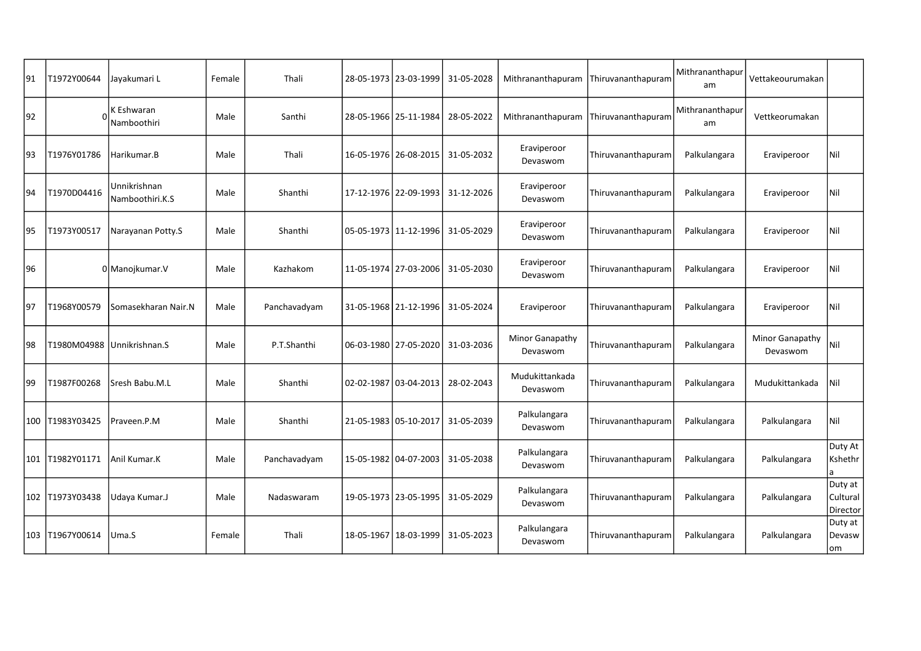| | | | | | | | | | | | | |
|---|---|---|---|---|---|---|---|---|---|---|---|---|
| 91 | T1972Y00644 | Jayakumari L | Female | Thali | 28-05-1973 | 23-03-1999 | 31-05-2028 | Mithrananthapuram | Thiruvananthapuram | Mithrananthapuram | Vettakeourumakan | |
| 92 | 0 | K Eshwaran Namboothiri | Male | Santhi | 28-05-1966 | 25-11-1984 | 28-05-2022 | Mithrananthapuram | Thiruvananthapuram | Mithrananthapuram | Vettkeorumakan | |
| 93 | T1976Y01786 | Harikumar.B | Male | Thali | 16-05-1976 | 26-08-2015 | 31-05-2032 | Eraviperoor Devaswom | Thiruvananthapuram | Palkulangara | Eraviperoor | Nil |
| 94 | T1970D04416 | Unnikrishnan Namboothiri.K.S | Male | Shanthi | 17-12-1976 | 22-09-1993 | 31-12-2026 | Eraviperoor Devaswom | Thiruvananthapuram | Palkulangara | Eraviperoor | Nil |
| 95 | T1973Y00517 | Narayanan Potty.S | Male | Shanthi | 05-05-1973 | 11-12-1996 | 31-05-2029 | Eraviperoor Devaswom | Thiruvananthapuram | Palkulangara | Eraviperoor | Nil |
| 96 | 0 | Manojkumar.V | Male | Kazhakom | 11-05-1974 | 27-03-2006 | 31-05-2030 | Eraviperoor Devaswom | Thiruvananthapuram | Palkulangara | Eraviperoor | Nil |
| 97 | T1968Y00579 | Somasekharan Nair.N | Male | Panchavadyam | 31-05-1968 | 21-12-1996 | 31-05-2024 | Eraviperoor | Thiruvananthapuram | Palkulangara | Eraviperoor | Nil |
| 98 | T1980M04988 | Unnikrishnan.S | Male | P.T.Shanthi | 06-03-1980 | 27-05-2020 | 31-03-2036 | Minor Ganapathy Devaswom | Thiruvananthapuram | Palkulangara | Minor Ganapathy Devaswom | Nil |
| 99 | T1987F00268 | Sresh Babu.M.L | Male | Shanthi | 02-02-1987 | 03-04-2013 | 28-02-2043 | Mudukittankada Devaswom | Thiruvananthapuram | Palkulangara | Mudukittankada | Nil |
| 100 | T1983Y03425 | Praveen.P.M | Male | Shanthi | 21-05-1983 | 05-10-2017 | 31-05-2039 | Palkulangara Devaswom | Thiruvananthapuram | Palkulangara | Palkulangara | Nil |
| 101 | T1982Y01171 | Anil Kumar.K | Male | Panchavadyam | 15-05-1982 | 04-07-2003 | 31-05-2038 | Palkulangara Devaswom | Thiruvananthapuram | Palkulangara | Palkulangara | Duty At Kshethra |
| 102 | T1973Y03438 | Udaya Kumar.J | Male | Nadaswaram | 19-05-1973 | 23-05-1995 | 31-05-2029 | Palkulangara Devaswom | Thiruvananthapuram | Palkulangara | Palkulangara | Duty at Cultural Director |
| 103 | T1967Y00614 | Uma.S | Female | Thali | 18-05-1967 | 18-03-1999 | 31-05-2023 | Palkulangara Devaswom | Thiruvananthapuram | Palkulangara | Palkulangara | Duty at Devaswom |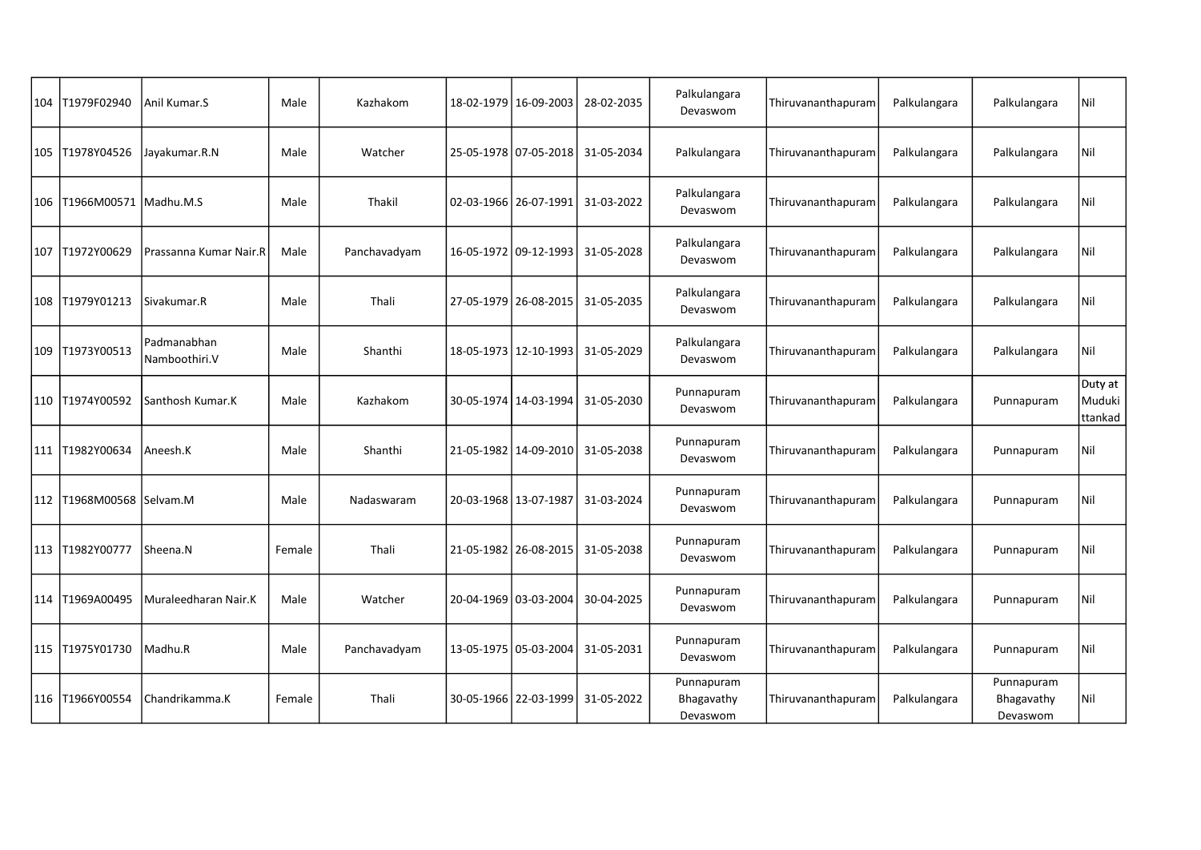| 104 | T1979F02940 | Anil Kumar.S | Male | Kazhakom | 18-02-1979 | 16-09-2003 | 28-02-2035 | Palkulangara Devaswom | Thiruvananthapuram | Palkulangara | Palkulangara | Nil |
|---|---|---|---|---|---|---|---|---|---|---|---|---|
| 105 | T1978Y04526 | Jayakumar.R.N | Male | Watcher | 25-05-1978 | 07-05-2018 | 31-05-2034 | Palkulangara | Thiruvananthapuram | Palkulangara | Palkulangara | Nil |
| 106 | T1966M00571 | Madhu.M.S | Male | Thakil | 02-03-1966 | 26-07-1991 | 31-03-2022 | Palkulangara Devaswom | Thiruvananthapuram | Palkulangara | Palkulangara | Nil |
| 107 | T1972Y00629 | Prassanna Kumar Nair.R | Male | Panchavadyam | 16-05-1972 | 09-12-1993 | 31-05-2028 | Palkulangara Devaswom | Thiruvananthapuram | Palkulangara | Palkulangara | Nil |
| 108 | T1979Y01213 | Sivakumar.R | Male | Thali | 27-05-1979 | 26-08-2015 | 31-05-2035 | Palkulangara Devaswom | Thiruvananthapuram | Palkulangara | Palkulangara | Nil |
| 109 | T1973Y00513 | Padmanabhan Namboothiri.V | Male | Shanthi | 18-05-1973 | 12-10-1993 | 31-05-2029 | Palkulangara Devaswom | Thiruvananthapuram | Palkulangara | Palkulangara | Nil |
| 110 | T1974Y00592 | Santhosh Kumar.K | Male | Kazhakom | 30-05-1974 | 14-03-1994 | 31-05-2030 | Punnapuram Devaswom | Thiruvananthapuram | Palkulangara | Punnapuram | Duty at Mudukittankad |
| 111 | T1982Y00634 | Aneesh.K | Male | Shanthi | 21-05-1982 | 14-09-2010 | 31-05-2038 | Punnapuram Devaswom | Thiruvananthapuram | Palkulangara | Punnapuram | Nil |
| 112 | T1968M00568 | Selvam.M | Male | Nadaswaram | 20-03-1968 | 13-07-1987 | 31-03-2024 | Punnapuram Devaswom | Thiruvananthapuram | Palkulangara | Punnapuram | Nil |
| 113 | T1982Y00777 | Sheena.N | Female | Thali | 21-05-1982 | 26-08-2015 | 31-05-2038 | Punnapuram Devaswom | Thiruvananthapuram | Palkulangara | Punnapuram | Nil |
| 114 | T1969A00495 | Muraleedharan Nair.K | Male | Watcher | 20-04-1969 | 03-03-2004 | 30-04-2025 | Punnapuram Devaswom | Thiruvananthapuram | Palkulangara | Punnapuram | Nil |
| 115 | T1975Y01730 | Madhu.R | Male | Panchavadyam | 13-05-1975 | 05-03-2004 | 31-05-2031 | Punnapuram Devaswom | Thiruvananthapuram | Palkulangara | Punnapuram | Nil |
| 116 | T1966Y00554 | Chandrikamma.K | Female | Thali | 30-05-1966 | 22-03-1999 | 31-05-2022 | Punnapuram Bhagavathy Devaswom | Thiruvananthapuram | Palkulangara | Punnapuram Bhagavathy Devaswom | Nil |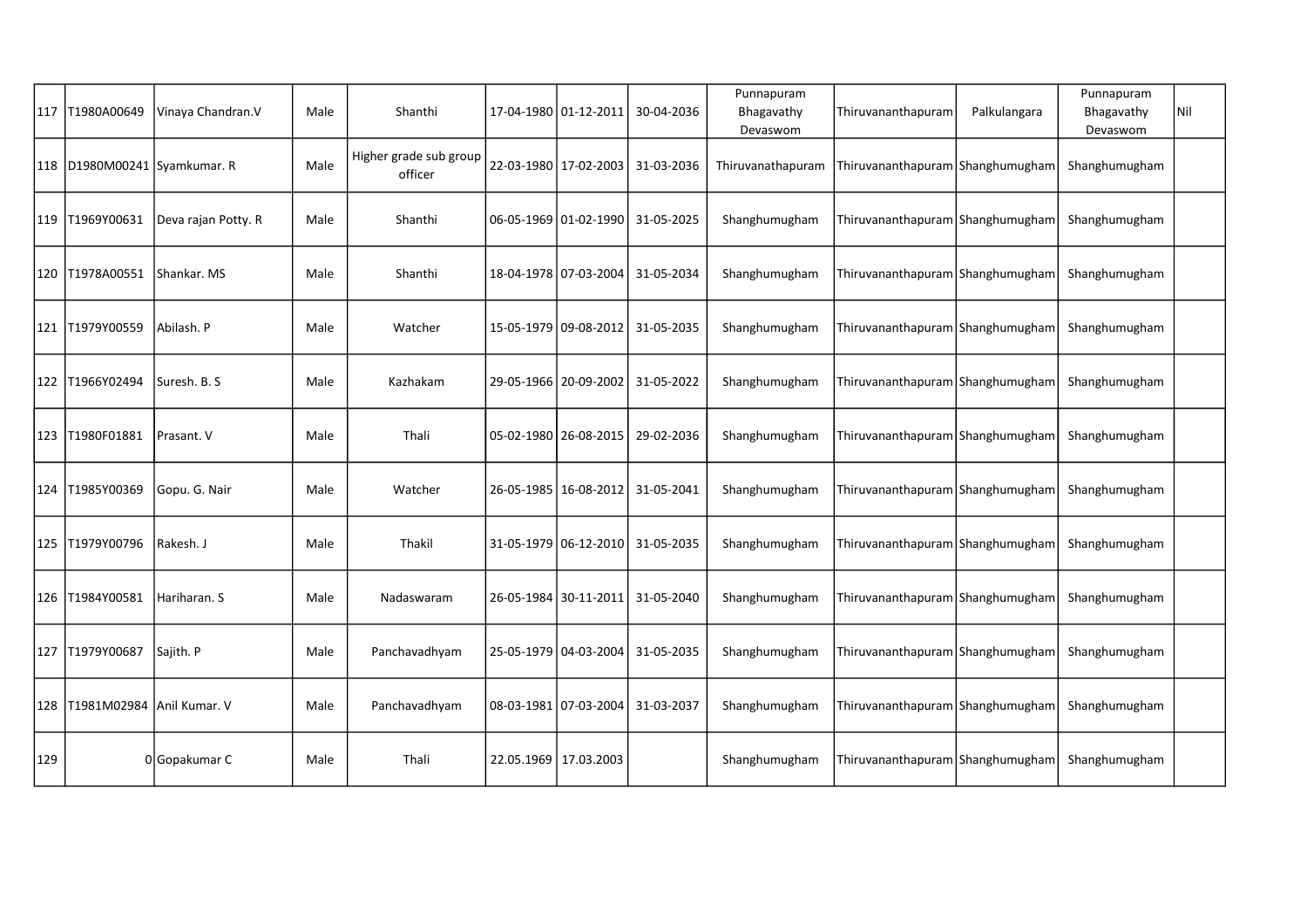| | | | | | | | | | | | | |
|---|---|---|---|---|---|---|---|---|---|---|---|---|
| 117 | T1980A00649 | Vinaya Chandran.V | Male | Shanthi | 17-04-1980 | 01-12-2011 | 30-04-2036 | Punnapuram Bhagavathy Devaswom | Thiruvananthapuram | Palkulangara | Punnapuram Bhagavathy Devaswom | Nil |
| 118 | D1980M00241 | Syamkumar. R | Male | Higher grade sub group officer | 22-03-1980 | 17-02-2003 | 31-03-2036 | Thiruvanathapuram | Thiruvananthapuram | Shanghumugham | Shanghumugham | |
| 119 | T1969Y00631 | Deva rajan Potty. R | Male | Shanthi | 06-05-1969 | 01-02-1990 | 31-05-2025 | Shanghumugham | Thiruvananthapuram | Shanghumugham | Shanghumugham | |
| 120 | T1978A00551 | Shankar. MS | Male | Shanthi | 18-04-1978 | 07-03-2004 | 31-05-2034 | Shanghumugham | Thiruvananthapuram | Shanghumugham | Shanghumugham | |
| 121 | T1979Y00559 | Abilash. P | Male | Watcher | 15-05-1979 | 09-08-2012 | 31-05-2035 | Shanghumugham | Thiruvananthapuram | Shanghumugham | Shanghumugham | |
| 122 | T1966Y02494 | Suresh. B. S | Male | Kazhakam | 29-05-1966 | 20-09-2002 | 31-05-2022 | Shanghumugham | Thiruvananthapuram | Shanghumugham | Shanghumugham | |
| 123 | T1980F01881 | Prasant. V | Male | Thali | 05-02-1980 | 26-08-2015 | 29-02-2036 | Shanghumugham | Thiruvananthapuram | Shanghumugham | Shanghumugham | |
| 124 | T1985Y00369 | Gopu. G. Nair | Male | Watcher | 26-05-1985 | 16-08-2012 | 31-05-2041 | Shanghumugham | Thiruvananthapuram | Shanghumugham | Shanghumugham | |
| 125 | T1979Y00796 | Rakesh. J | Male | Thakil | 31-05-1979 | 06-12-2010 | 31-05-2035 | Shanghumugham | Thiruvananthapuram | Shanghumugham | Shanghumugham | |
| 126 | T1984Y00581 | Hariharan. S | Male | Nadaswaram | 26-05-1984 | 30-11-2011 | 31-05-2040 | Shanghumugham | Thiruvananthapuram | Shanghumugham | Shanghumugham | |
| 127 | T1979Y00687 | Sajith. P | Male | Panchavadhyam | 25-05-1979 | 04-03-2004 | 31-05-2035 | Shanghumugham | Thiruvananthapuram | Shanghumugham | Shanghumugham | |
| 128 | T1981M02984 | Anil Kumar. V | Male | Panchavadhyam | 08-03-1981 | 07-03-2004 | 31-03-2037 | Shanghumugham | Thiruvananthapuram | Shanghumugham | Shanghumugham | |
| 129 | 0 | Gopakumar C | Male | Thali | 22.05.1969 | 17.03.2003 | | Shanghumugham | Thiruvananthapuram | Shanghumugham | Shanghumugham | |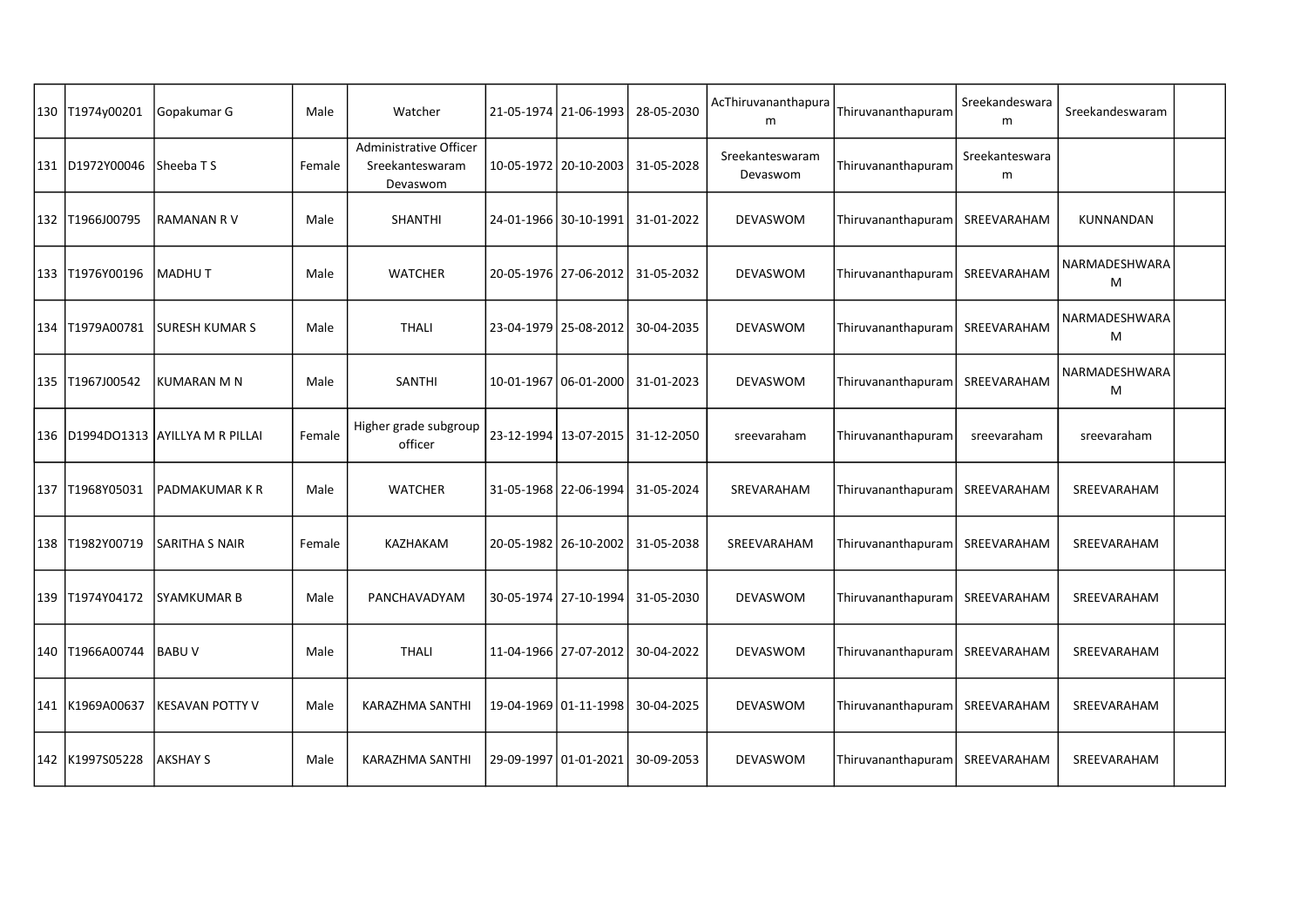| | | | | | | | | | | | | |
|---|---|---|---|---|---|---|---|---|---|---|---|---|
| 130 | T1974y00201 | Gopakumar G | Male | Watcher | 21-05-1974 | 21-06-1993 | 28-05-2030 | AcThiruvananthapuram | Thiruvananthapuram | Sreekandeswaram | Sreekandeswaram | |
| 131 | D1972Y00046 | Sheeba T S | Female | Administrative Officer Sreekanteswaram Devaswom | 10-05-1972 | 20-10-2003 | 31-05-2028 | Sreekanteswaram Devaswom | Thiruvananthapuram | Sreekanteswaram | | |
| 132 | T1966J00795 | RAMANAN R V | Male | SHANTHI | 24-01-1966 | 30-10-1991 | 31-01-2022 | DEVASWOM | Thiruvananthapuram | SREEVARAHAM | KUNNANDAN | |
| 133 | T1976Y00196 | MADHU T | Male | WATCHER | 20-05-1976 | 27-06-2012 | 31-05-2032 | DEVASWOM | Thiruvananthapuram | SREEVARAHAM | NARMADESHWARAM | |
| 134 | T1979A00781 | SURESH KUMAR S | Male | THALI | 23-04-1979 | 25-08-2012 | 30-04-2035 | DEVASWOM | Thiruvananthapuram | SREEVARAHAM | NARMADESHWARAM | |
| 135 | T1967J00542 | KUMARAN M N | Male | SANTHI | 10-01-1967 | 06-01-2000 | 31-01-2023 | DEVASWOM | Thiruvananthapuram | SREEVARAHAM | NARMADESHWARAM | |
| 136 | D1994DO1313 | AYILLYA M R PILLAI | Female | Higher grade subgroup officer | 23-12-1994 | 13-07-2015 | 31-12-2050 | sreevaraham | Thiruvananthapuram | sreevaraham | sreevaraham | |
| 137 | T1968Y05031 | PADMAKUMAR K R | Male | WATCHER | 31-05-1968 | 22-06-1994 | 31-05-2024 | SREVARAHAM | Thiruvananthapuram | SREEVARAHAM | SREEVARAHAM | |
| 138 | T1982Y00719 | SARITHA S NAIR | Female | KAZHAKAM | 20-05-1982 | 26-10-2002 | 31-05-2038 | SREEVARAHAM | Thiruvananthapuram | SREEVARAHAM | SREEVARAHAM | |
| 139 | T1974Y04172 | SYAMKUMAR B | Male | PANCHAVADYAM | 30-05-1974 | 27-10-1994 | 31-05-2030 | DEVASWOM | Thiruvananthapuram | SREEVARAHAM | SREEVARAHAM | |
| 140 | T1966A00744 | BABU V | Male | THALI | 11-04-1966 | 27-07-2012 | 30-04-2022 | DEVASWOM | Thiruvananthapuram | SREEVARAHAM | SREEVARAHAM | |
| 141 | K1969A00637 | KESAVAN POTTY V | Male | KARAZHMA SANTHI | 19-04-1969 | 01-11-1998 | 30-04-2025 | DEVASWOM | Thiruvananthapuram | SREEVARAHAM | SREEVARAHAM | |
| 142 | K1997S05228 | AKSHAY S | Male | KARAZHMA SANTHI | 29-09-1997 | 01-01-2021 | 30-09-2053 | DEVASWOM | Thiruvananthapuram | SREEVARAHAM | SREEVARAHAM | |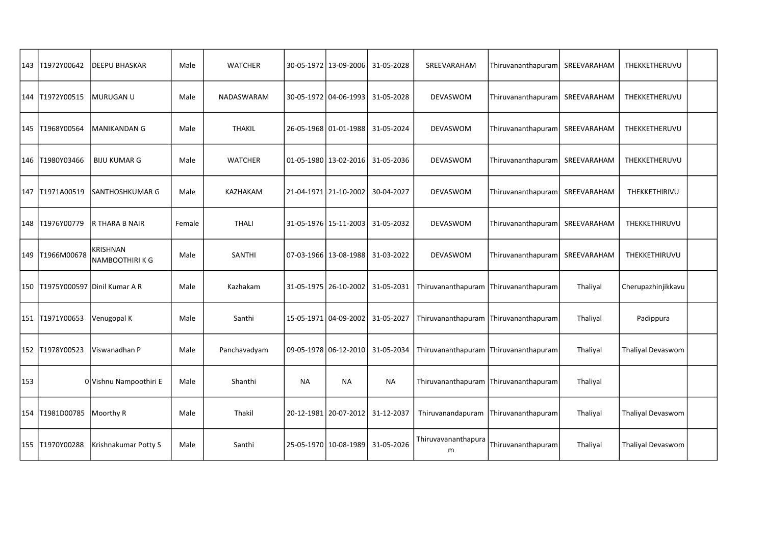| 143 | T1972Y00642 | DEEPU BHASKAR | Male | WATCHER | 30-05-1972 | 13-09-2006 | 31-05-2028 | SREEVARAHAM | Thiruvananthapuram | SREEVARAHAM | THEKKETHERUVU | |
|---|---|---|---|---|---|---|---|---|---|---|---|---|
| 144 | T1972Y00515 | MURUGAN U | Male | NADASWARAM | 30-05-1972 | 04-06-1993 | 31-05-2028 | DEVASWOM | Thiruvananthapuram | SREEVARAHAM | THEKKETHERUVU | |
| 145 | T1968Y00564 | MANIKANDAN G | Male | THAKIL | 26-05-1968 | 01-01-1988 | 31-05-2024 | DEVASWOM | Thiruvananthapuram | SREEVARAHAM | THEKKETHERUVU | |
| 146 | T1980Y03466 | BIJU KUMAR G | Male | WATCHER | 01-05-1980 | 13-02-2016 | 31-05-2036 | DEVASWOM | Thiruvananthapuram | SREEVARAHAM | THEKKETHERUVU | |
| 147 | T1971A00519 | SANTHOSHKUMAR G | Male | KAZHAKAM | 21-04-1971 | 21-10-2002 | 30-04-2027 | DEVASWOM | Thiruvananthapuram | SREEVARAHAM | THEKKETHIRIVU | |
| 148 | T1976Y00779 | R THARA B NAIR | Female | THALI | 31-05-1976 | 15-11-2003 | 31-05-2032 | DEVASWOM | Thiruvananthapuram | SREEVARAHAM | THEKKETHIRUVU | |
| 149 | T1966M00678 | KRISHNAN NAMBOOTHIRI K G | Male | SANTHI | 07-03-1966 | 13-08-1988 | 31-03-2022 | DEVASWOM | Thiruvananthapuram | SREEVARAHAM | THEKKETHIRUVU | |
| 150 | T1975Y000597 | Dinil Kumar A R | Male | Kazhakam | 31-05-1975 | 26-10-2002 | 31-05-2031 | Thiruvananthapuram | Thiruvananthapuram | Thaliyal | Cherupazhinjikkavu | |
| 151 | T1971Y00653 | Venugopal K | Male | Santhi | 15-05-1971 | 04-09-2002 | 31-05-2027 | Thiruvananthapuram | Thiruvananthapuram | Thaliyal | Padippura | |
| 152 | T1978Y00523 | Viswanadhan P | Male | Panchavadyam | 09-05-1978 | 06-12-2010 | 31-05-2034 | Thiruvananthapuram | Thiruvananthapuram | Thaliyal | Thaliyal Devaswom | |
| 153 | 0 | Vishnu Nampoothiri E | Male | Shanthi | NA | NA | NA | Thiruvananthapuram | Thiruvananthapuram | Thaliyal | | |
| 154 | T1981D00785 | Moorthy R | Male | Thakil | 20-12-1981 | 20-07-2012 | 31-12-2037 | Thiruvanandapuram | Thiruvananthapuram | Thaliyal | Thaliyal Devaswom | |
| 155 | T1970Y00288 | Krishnakumar Potty S | Male | Santhi | 25-05-1970 | 10-08-1989 | 31-05-2026 | Thiruvananthapuram | Thiruvananthapuram | Thaliyal | Thaliyal Devaswom | |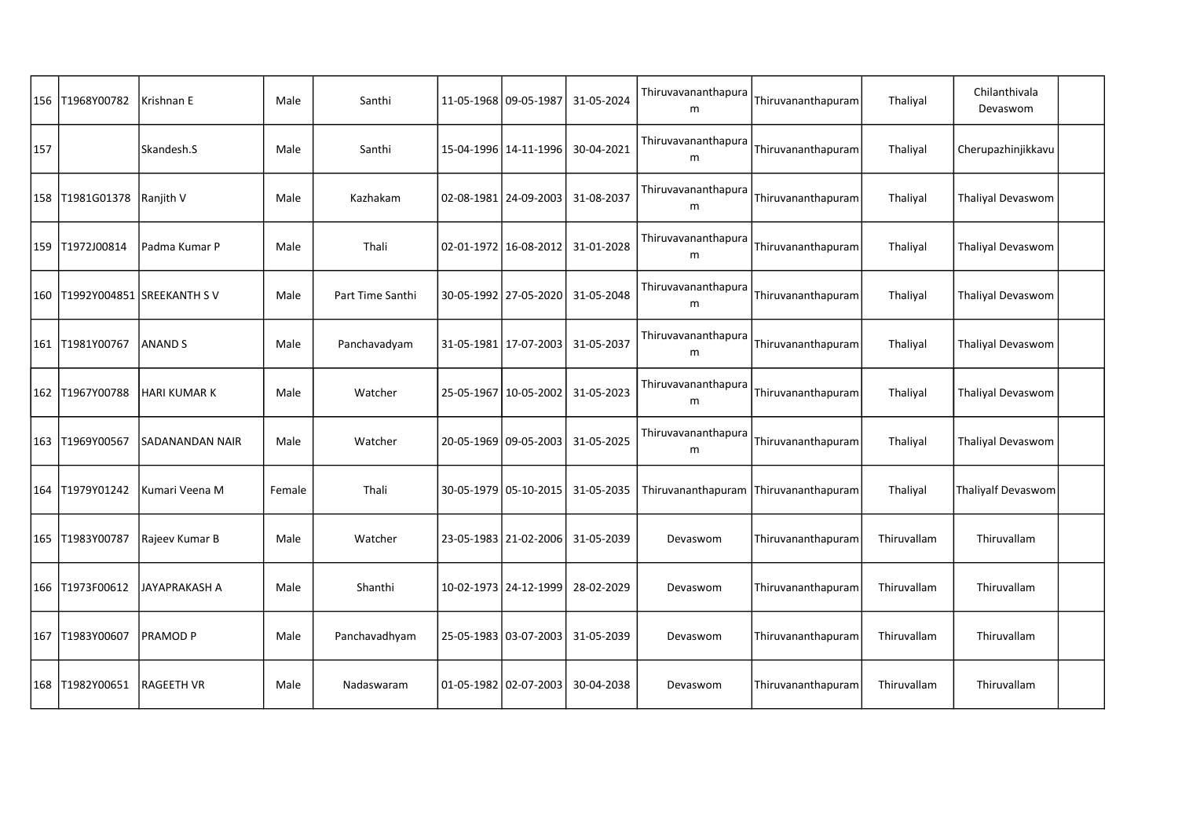| | | | | | | | | | | | | |
|---|---|---|---|---|---|---|---|---|---|---|---|---|
| 156 | T1968Y00782 | Krishnan E | Male | Santhi | 11-05-1968 | 09-05-1987 | 31-05-2024 | Thiruvavananthapuram | Thiruvananthapuram | Thaliyal | Chilanthivala Devaswom | |
| 157 | | Skandesh.S | Male | Santhi | 15-04-1996 | 14-11-1996 | 30-04-2021 | Thiruvavananthapuram | Thiruvananthapuram | Thaliyal | Cherupazhinjikkavu | |
| 158 | T1981G01378 | Ranjith V | Male | Kazhakam | 02-08-1981 | 24-09-2003 | 31-08-2037 | Thiruvavananthapuram | Thiruvananthapuram | Thaliyal | Thaliyal Devaswom | |
| 159 | T1972J00814 | Padma Kumar P | Male | Thali | 02-01-1972 | 16-08-2012 | 31-01-2028 | Thiruvavananthapuram | Thiruvananthapuram | Thaliyal | Thaliyal Devaswom | |
| 160 | T1992Y004851 | SREEKANTH S V | Male | Part Time Santhi | 30-05-1992 | 27-05-2020 | 31-05-2048 | Thiruvavananthapuram | Thiruvananthapuram | Thaliyal | Thaliyal Devaswom | |
| 161 | T1981Y00767 | ANAND S | Male | Panchavadyam | 31-05-1981 | 17-07-2003 | 31-05-2037 | Thiruvavananthapuram | Thiruvananthapuram | Thaliyal | Thaliyal Devaswom | |
| 162 | T1967Y00788 | HARI KUMAR K | Male | Watcher | 25-05-1967 | 10-05-2002 | 31-05-2023 | Thiruvavananthapuram | Thiruvananthapuram | Thaliyal | Thaliyal Devaswom | |
| 163 | T1969Y00567 | SADANANDAN NAIR | Male | Watcher | 20-05-1969 | 09-05-2003 | 31-05-2025 | Thiruvavananthapuram | Thiruvananthapuram | Thaliyal | Thaliyal Devaswom | |
| 164 | T1979Y01242 | Kumari Veena M | Female | Thali | 30-05-1979 | 05-10-2015 | 31-05-2035 | Thiruvananthapuram | Thiruvananthapuram | Thaliyal | Thaliyalf Devaswom | |
| 165 | T1983Y00787 | Rajeev Kumar B | Male | Watcher | 23-05-1983 | 21-02-2006 | 31-05-2039 | Devaswom | Thiruvananthapuram | Thiruvallam | Thiruvallam | |
| 166 | T1973F00612 | JAYAPRAKASH A | Male | Shanthi | 10-02-1973 | 24-12-1999 | 28-02-2029 | Devaswom | Thiruvananthapuram | Thiruvallam | Thiruvallam | |
| 167 | T1983Y00607 | PRAMOD P | Male | Panchavadhyam | 25-05-1983 | 03-07-2003 | 31-05-2039 | Devaswom | Thiruvananthapuram | Thiruvallam | Thiruvallam | |
| 168 | T1982Y00651 | RAGEETH VR | Male | Nadaswaram | 01-05-1982 | 02-07-2003 | 30-04-2038 | Devaswom | Thiruvananthapuram | Thiruvallam | Thiruvallam | |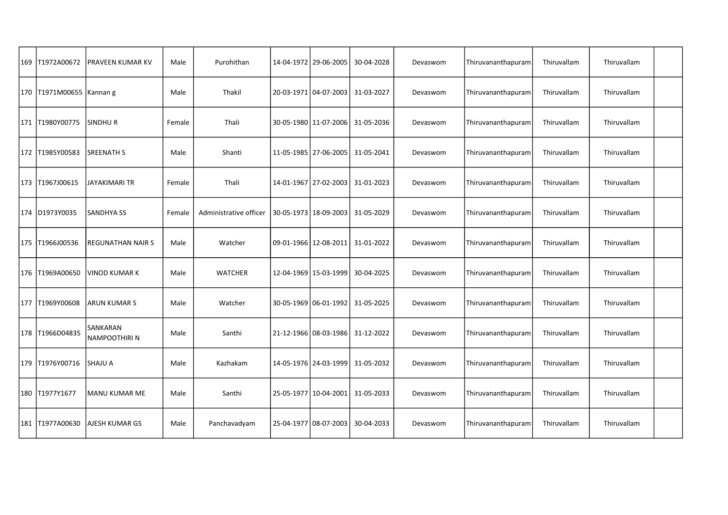| | | | | | | | | | | | | |
|---|---|---|---|---|---|---|---|---|---|---|---|---|
| 169 | T1972A00672 | PRAVEEN KUMAR KV | Male | Purohithan | 14-04-1972 | 29-06-2005 | 30-04-2028 | Devaswom | Thiruvananthapuram | Thiruvallam | Thiruvallam | |
| 170 | T1971M00655 | Kannan g | Male | Thakil | 20-03-1971 | 04-07-2003 | 31-03-2027 | Devaswom | Thiruvananthapuram | Thiruvallam | Thiruvallam | |
| 171 | T1980Y00775 | SINDHU R | Female | Thali | 30-05-1980 | 11-07-2006 | 31-05-2036 | Devaswom | Thiruvananthapuram | Thiruvallam | Thiruvallam | |
| 172 | T1985Y00583 | SREENATH S | Male | Shanti | 11-05-1985 | 27-06-2005 | 31-05-2041 | Devaswom | Thiruvananthapuram | Thiruvallam | Thiruvallam | |
| 173 | T1967J00615 | JAYAKIMARI TR | Female | Thali | 14-01-1967 | 27-02-2003 | 31-01-2023 | Devaswom | Thiruvananthapuram | Thiruvallam | Thiruvallam | |
| 174 | D1973Y0035 | SANDHYA SS | Female | Administrative officer | 30-05-1973 | 18-09-2003 | 31-05-2029 | Devaswom | Thiruvananthapuram | Thiruvallam | Thiruvallam | |
| 175 | T1966J00536 | REGUNATHAN NAIR S | Male | Watcher | 09-01-1966 | 12-08-2011 | 31-01-2022 | Devaswom | Thiruvananthapuram | Thiruvallam | Thiruvallam | |
| 176 | T1969A00650 | VINOD KUMAR K | Male | WATCHER | 12-04-1969 | 15-03-1999 | 30-04-2025 | Devaswom | Thiruvananthapuram | Thiruvallam | Thiruvallam | |
| 177 | T1969Y00608 | ARUN KUMAR S | Male | Watcher | 30-05-1969 | 06-01-1992 | 31-05-2025 | Devaswom | Thiruvananthapuram | Thiruvallam | Thiruvallam | |
| 178 | T1966D04835 | SANKARAN NAMPOOTHIRI N | Male | Santhi | 21-12-1966 | 08-03-1986 | 31-12-2022 | Devaswom | Thiruvananthapuram | Thiruvallam | Thiruvallam | |
| 179 | T1976Y00716 | SHAJU A | Male | Kazhakam | 14-05-1976 | 24-03-1999 | 31-05-2032 | Devaswom | Thiruvananthapuram | Thiruvallam | Thiruvallam | |
| 180 | T1977Y1677 | MANU KUMAR ME | Male | Santhi | 25-05-1977 | 10-04-2001 | 31-05-2033 | Devaswom | Thiruvananthapuram | Thiruvallam | Thiruvallam | |
| 181 | T1977A00630 | AJESH KUMAR GS | Male | Panchavadyam | 25-04-1977 | 08-07-2003 | 30-04-2033 | Devaswom | Thiruvananthapuram | Thiruvallam | Thiruvallam | |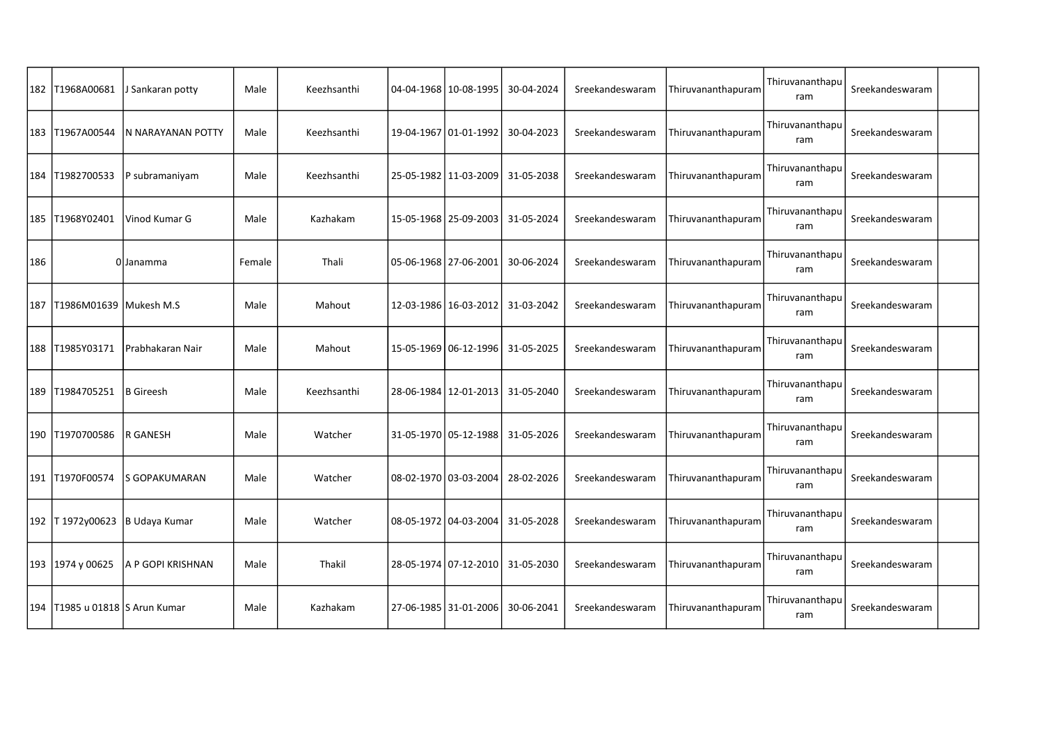| | | | | | | | | | | | | |
|---|---|---|---|---|---|---|---|---|---|---|---|---|
| 182 | T1968A00681 | J Sankaran potty | Male | Keezhsanthi | 04-04-1968 | 10-08-1995 | 30-04-2024 | Sreekandeswaram | Thiruvananthapuram | Thiruvananthapuram | Sreekandeswaram | |
| 183 | T1967A00544 | N NARAYANAN POTTY | Male | Keezhsanthi | 19-04-1967 | 01-01-1992 | 30-04-2023 | Sreekandeswaram | Thiruvananthapuram | Thiruvananthapuram | Sreekandeswaram | |
| 184 | T1982700533 | P subramaniyam | Male | Keezhsanthi | 25-05-1982 | 11-03-2009 | 31-05-2038 | Sreekandeswaram | Thiruvananthapuram | Thiruvananthapuram | Sreekandeswaram | |
| 185 | T1968Y02401 | Vinod Kumar G | Male | Kazhakam | 15-05-1968 | 25-09-2003 | 31-05-2024 | Sreekandeswaram | Thiruvananthapuram | Thiruvananthapuram | Sreekandeswaram | |
| 186 | 0 | Janamma | Female | Thali | 05-06-1968 | 27-06-2001 | 30-06-2024 | Sreekandeswaram | Thiruvananthapuram | Thiruvananthapuram | Sreekandeswaram | |
| 187 | T1986M01639 | Mukesh M.S | Male | Mahout | 12-03-1986 | 16-03-2012 | 31-03-2042 | Sreekandeswaram | Thiruvananthapuram | Thiruvananthapuram | Sreekandeswaram | |
| 188 | T1985Y03171 | Prabhakaran Nair | Male | Mahout | 15-05-1969 | 06-12-1996 | 31-05-2025 | Sreekandeswaram | Thiruvananthapuram | Thiruvananthapuram | Sreekandeswaram | |
| 189 | T1984705251 | B Gireesh | Male | Keezhsanthi | 28-06-1984 | 12-01-2013 | 31-05-2040 | Sreekandeswaram | Thiruvananthapuram | Thiruvananthapuram | Sreekandeswaram | |
| 190 | T1970700586 | R GANESH | Male | Watcher | 31-05-1970 | 05-12-1988 | 31-05-2026 | Sreekandeswaram | Thiruvananthapuram | Thiruvananthapuram | Sreekandeswaram | |
| 191 | T1970F00574 | S GOPAKUMARAN | Male | Watcher | 08-02-1970 | 03-03-2004 | 28-02-2026 | Sreekandeswaram | Thiruvananthapuram | Thiruvananthapuram | Sreekandeswaram | |
| 192 | T 1972y00623 | B Udaya Kumar | Male | Watcher | 08-05-1972 | 04-03-2004 | 31-05-2028 | Sreekandeswaram | Thiruvananthapuram | Thiruvananthapuram | Sreekandeswaram | |
| 193 | 1974 y 00625 | A P GOPI KRISHNAN | Male | Thakil | 28-05-1974 | 07-12-2010 | 31-05-2030 | Sreekandeswaram | Thiruvananthapuram | Thiruvananthapuram | Sreekandeswaram | |
| 194 | T1985 u 01818 | S Arun Kumar | Male | Kazhakam | 27-06-1985 | 31-01-2006 | 30-06-2041 | Sreekandeswaram | Thiruvananthapuram | Thiruvananthapuram | Sreekandeswaram | |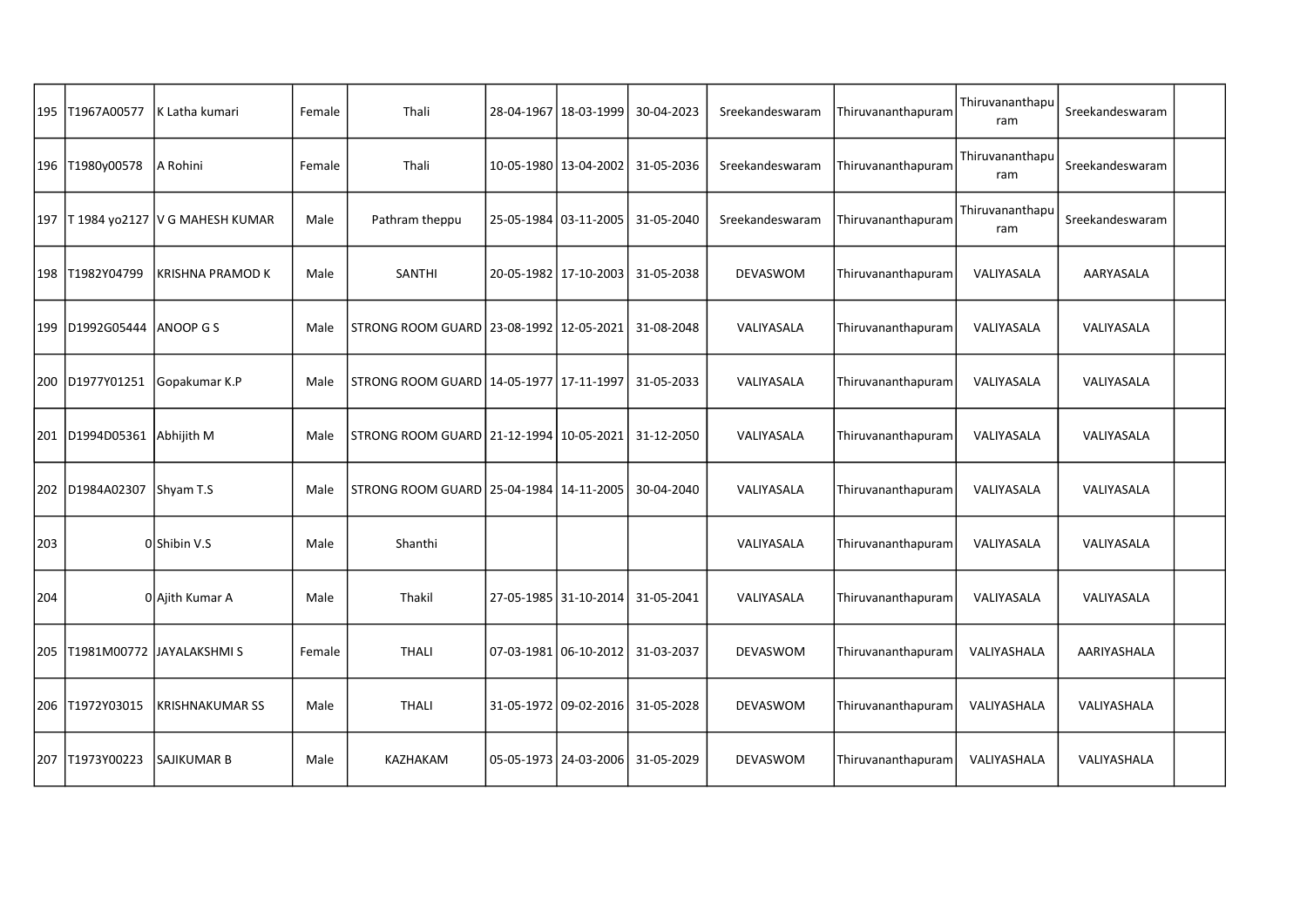| 195 | T1967A00577 | K Latha kumari | Female | Thali | 28-04-1967 | 18-03-1999 | 30-04-2023 | Sreekandeswaram | Thiruvananthapuram | Thiruvananthapuram | Sreekandeswaram | |
|---|---|---|---|---|---|---|---|---|---|---|---|---|
| 196 | T1980y00578 | A Rohini | Female | Thali | 10-05-1980 | 13-04-2002 | 31-05-2036 | Sreekandeswaram | Thiruvananthapuram | Thiruvananthapuram | Sreekandeswaram | |
| 197 | T 1984 yo2127 | V G MAHESH KUMAR | Male | Pathram theppu | 25-05-1984 | 03-11-2005 | 31-05-2040 | Sreekandeswaram | Thiruvananthapuram | Thiruvananthapuram | Sreekandeswaram | |
| 198 | T1982Y04799 | KRISHNA PRAMOD K | Male | SANTHI | 20-05-1982 | 17-10-2003 | 31-05-2038 | DEVASWOM | Thiruvananthapuram | VALIYASALA | AARYASALA | |
| 199 | D1992G05444 | ANOOP G S | Male | STRONG ROOM GUARD | 23-08-1992 | 12-05-2021 | 31-08-2048 | VALIYASALA | Thiruvananthapuram | VALIYASALA | VALIYASALA | |
| 200 | D1977Y01251 | Gopakumar K.P | Male | STRONG ROOM GUARD | 14-05-1977 | 17-11-1997 | 31-05-2033 | VALIYASALA | Thiruvananthapuram | VALIYASALA | VALIYASALA | |
| 201 | D1994D05361 | Abhijith M | Male | STRONG ROOM GUARD | 21-12-1994 | 10-05-2021 | 31-12-2050 | VALIYASALA | Thiruvananthapuram | VALIYASALA | VALIYASALA | |
| 202 | D1984A02307 | Shyam T.S | Male | STRONG ROOM GUARD | 25-04-1984 | 14-11-2005 | 30-04-2040 | VALIYASALA | Thiruvananthapuram | VALIYASALA | VALIYASALA | |
| 203 | 0 | Shibin V.S | Male | Shanthi | | | | VALIYASALA | Thiruvananthapuram | VALIYASALA | VALIYASALA | |
| 204 | 0 | Ajith Kumar A | Male | Thakil | 27-05-1985 | 31-10-2014 | 31-05-2041 | VALIYASALA | Thiruvananthapuram | VALIYASALA | VALIYASALA | |
| 205 | T1981M00772 | JAYALAKSHMI S | Female | THALI | 07-03-1981 | 06-10-2012 | 31-03-2037 | DEVASWOM | Thiruvananthapuram | VALIYASHALA | AARIYASHALA | |
| 206 | T1972Y03015 | KRISHNAKUMAR SS | Male | THALI | 31-05-1972 | 09-02-2016 | 31-05-2028 | DEVASWOM | Thiruvananthapuram | VALIYASHALA | VALIYASHALA | |
| 207 | T1973Y00223 | SAJIKUMAR B | Male | KAZHAKAM | 05-05-1973 | 24-03-2006 | 31-05-2029 | DEVASWOM | Thiruvananthapuram | VALIYASHALA | VALIYASHALA | |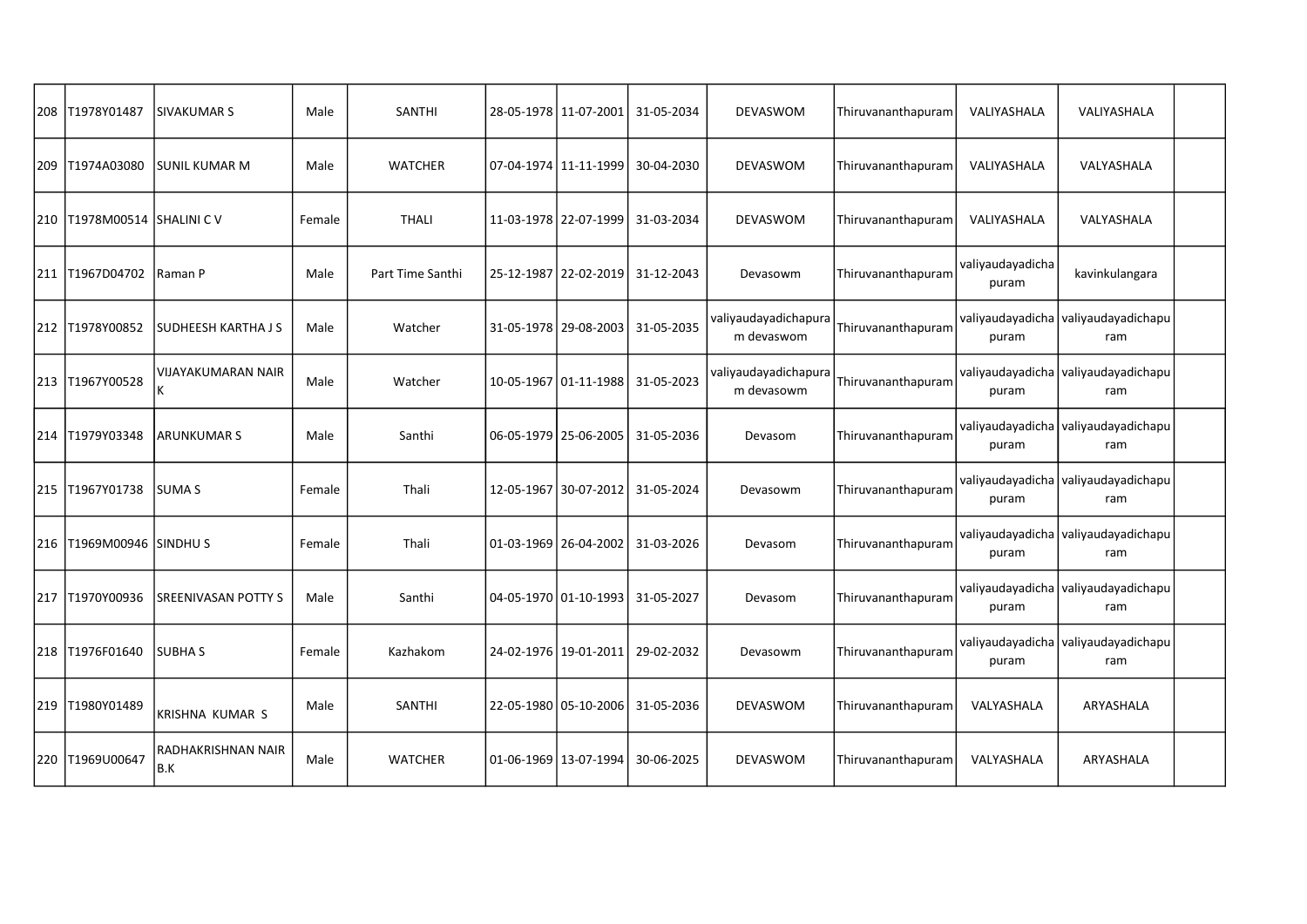| 208 | T1978Y01487 | SIVAKUMAR S | Male | SANTHI | 28-05-1978 | 11-07-2001 | 31-05-2034 | DEVASWOM | Thiruvananthapuram | VALIYASHALA | VALIYASHALA | |
|---|---|---|---|---|---|---|---|---|---|---|---|---|
| 209 | T1974A03080 | SUNIL KUMAR M | Male | WATCHER | 07-04-1974 | 11-11-1999 | 30-04-2030 | DEVASWOM | Thiruvananthapuram | VALIYASHALA | VALYASHALA | |
| 210 | T1978M00514 | SHALINI C V | Female | THALI | 11-03-1978 | 22-07-1999 | 31-03-2034 | DEVASWOM | Thiruvananthapuram | VALIYASHALA | VALYASHALA | |
| 211 | T1967D04702 | Raman P | Male | Part Time Santhi | 25-12-1987 | 22-02-2019 | 31-12-2043 | Devasowm | Thiruvananthapuram | valiyaudayadichapuram | kavinkulangara | |
| 212 | T1978Y00852 | SUDHEESH KARTHA J S | Male | Watcher | 31-05-1978 | 29-08-2003 | 31-05-2035 | valiyaudayadichapuram devaswom | Thiruvananthapuram | valiyaudayadichapuram | valiyaudayadichapuram | |
| 213 | T1967Y00528 | VIJAYAKUMARAN NAIR K | Male | Watcher | 10-05-1967 | 01-11-1988 | 31-05-2023 | valiyaudayadichapuram devasowm | Thiruvananthapuram | valiyaudayadichapuram | valiyaudayadichapuram | |
| 214 | T1979Y03348 | ARUNKUMAR S | Male | Santhi | 06-05-1979 | 25-06-2005 | 31-05-2036 | Devasom | Thiruvananthapuram | valiyaudayadichapuram | valiyaudayadichapuram | |
| 215 | T1967Y01738 | SUMA S | Female | Thali | 12-05-1967 | 30-07-2012 | 31-05-2024 | Devasowm | Thiruvananthapuram | valiyaudayadichapuram | valiyaudayadichapuram | |
| 216 | T1969M00946 | SINDHU S | Female | Thali | 01-03-1969 | 26-04-2002 | 31-03-2026 | Devasom | Thiruvananthapuram | valiyaudayadichapuram | valiyaudayadichapuram | |
| 217 | T1970Y00936 | SREENIVASAN POTTY S | Male | Santhi | 04-05-1970 | 01-10-1993 | 31-05-2027 | Devasom | Thiruvananthapuram | valiyaudayadichapuram | valiyaudayadichapuram | |
| 218 | T1976F01640 | SUBHA S | Female | Kazhakom | 24-02-1976 | 19-01-2011 | 29-02-2032 | Devasowm | Thiruvananthapuram | valiyaudayadichapuram | valiyaudayadichapuram | |
| 219 | T1980Y01489 | KRISHNA KUMAR S | Male | SANTHI | 22-05-1980 | 05-10-2006 | 31-05-2036 | DEVASWOM | Thiruvananthapuram | VALYASHALA | ARYASHALA | |
| 220 | T1969U00647 | RADHAKRISHNAN NAIR B.K | Male | WATCHER | 01-06-1969 | 13-07-1994 | 30-06-2025 | DEVASWOM | Thiruvananthapuram | VALYASHALA | ARYASHALA | |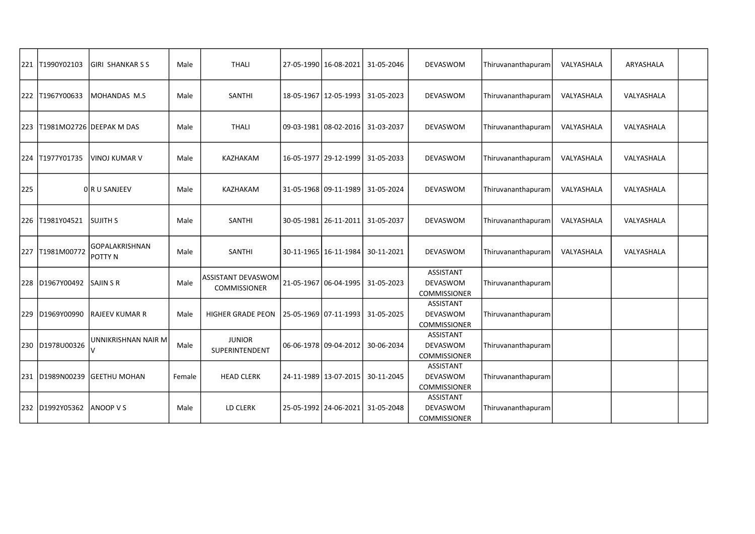| | | | | | | | | | | | | |
|---|---|---|---|---|---|---|---|---|---|---|---|---|
| 221 | T1990Y02103 | GIRI SHANKAR S S | Male | THALI | 27-05-1990 | 16-08-2021 | 31-05-2046 | DEVASWOM | Thiruvananthapuram | VALYASHALA | ARYASHALA | |
| 222 | T1967Y00633 | MOHANDAS M.S | Male | SANTHI | 18-05-1967 | 12-05-1993 | 31-05-2023 | DEVASWOM | Thiruvananthapuram | VALYASHALA | VALYASHALA | |
| 223 | T1981MO2726 | DEEPAK M DAS | Male | THALI | 09-03-1981 | 08-02-2016 | 31-03-2037 | DEVASWOM | Thiruvananthapuram | VALYASHALA | VALYASHALA | |
| 224 | T1977Y01735 | VINOJ KUMAR V | Male | KAZHAKAM | 16-05-1977 | 29-12-1999 | 31-05-2033 | DEVASWOM | Thiruvananthapuram | VALYASHALA | VALYASHALA | |
| 225 | 0 | R U SANJEEV | Male | KAZHAKAM | 31-05-1968 | 09-11-1989 | 31-05-2024 | DEVASWOM | Thiruvananthapuram | VALYASHALA | VALYASHALA | |
| 226 | T1981Y04521 | SUJITH S | Male | SANTHI | 30-05-1981 | 26-11-2011 | 31-05-2037 | DEVASWOM | Thiruvananthapuram | VALYASHALA | VALYASHALA | |
| 227 | T1981M00772 | GOPALAKRISHNAN POTTY N | Male | SANTHI | 30-11-1965 | 16-11-1984 | 30-11-2021 | DEVASWOM | Thiruvananthapuram | VALYASHALA | VALYASHALA | |
| 228 | D1967Y00492 | SAJIN S R | Male | ASSISTANT DEVASWOM COMMISSIONER | 21-05-1967 | 06-04-1995 | 31-05-2023 | ASSISTANT DEVASWOM COMMISSIONER | Thiruvananthapuram | | | |
| 229 | D1969Y00990 | RAJEEV KUMAR R | Male | HIGHER GRADE PEON | 25-05-1969 | 07-11-1993 | 31-05-2025 | ASSISTANT DEVASWOM COMMISSIONER | Thiruvananthapuram | | | |
| 230 | D1978U00326 | UNNIKRISHNAN NAIR M V | Male | JUNIOR SUPERINTENDENT | 06-06-1978 | 09-04-2012 | 30-06-2034 | ASSISTANT DEVASWOM COMMISSIONER | Thiruvananthapuram | | | |
| 231 | D1989N00239 | GEETHU MOHAN | Female | HEAD CLERK | 24-11-1989 | 13-07-2015 | 30-11-2045 | ASSISTANT DEVASWOM COMMISSIONER | Thiruvananthapuram | | | |
| 232 | D1992Y05362 | ANOOP V S | Male | LD CLERK | 25-05-1992 | 24-06-2021 | 31-05-2048 | ASSISTANT DEVASWOM COMMISSIONER | Thiruvananthapuram | | | |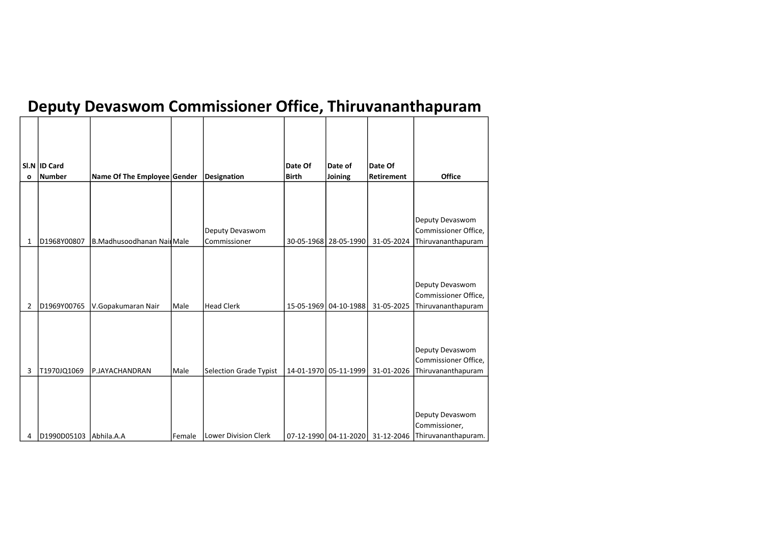# Deputy Devaswom Commissioner Office, Thiruvananthapuram

| Sl.No | ID Card Number | Name Of The Employee | Gender | Designation | Date Of Birth | Date of Joining | Date Of Retirement | Office |
|---|---|---|---|---|---|---|---|---|
| 1 | D1968Y00807 | B.Madhusoodhanan Nair | Male | Deputy Devaswom Commissioner | 30-05-1968 | 28-05-1990 | 31-05-2024 | Deputy Devaswom Commissioner Office, Thiruvananthapuram |
| 2 | D1969Y00765 | V.Gopakumaran Nair | Male | Head Clerk | 15-05-1969 | 04-10-1988 | 31-05-2025 | Deputy Devaswom Commissioner Office, Thiruvananthapuram |
| 3 | T1970JQ1069 | P.JAYACHANDRAN | Male | Selection Grade Typist | 14-01-1970 | 05-11-1999 | 31-01-2026 | Deputy Devaswom Commissioner Office, Thiruvananthapuram |
| 4 | D1990D05103 | Abhila.A.A | Female | Lower Division Clerk | 07-12-1990 | 04-11-2020 | 31-12-2046 | Deputy Devaswom Commissioner, Thiruvananthapuram. |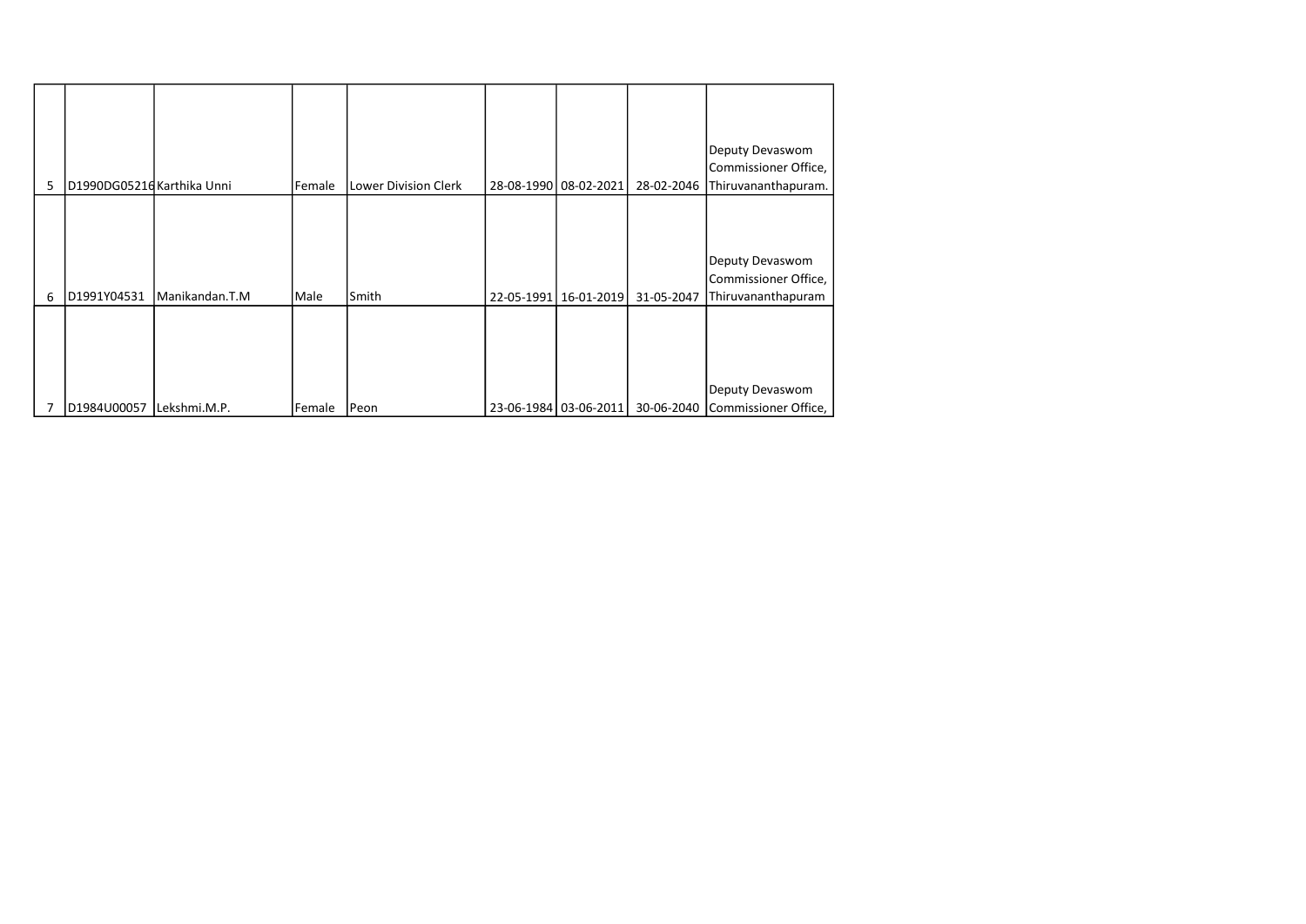| | | | | | | | | |
|---|---|---|---|---|---|---|---|---|
| 5 | D1990DG05216 | Karthika Unni | Female | Lower Division Clerk | 28-08-1990 | 08-02-2021 | 28-02-2046 | Deputy Devaswom Commissioner Office, Thiruvananthapuram. |
| 6 | D1991Y04531 | Manikandan.T.M | Male | Smith | 22-05-1991 | 16-01-2019 | 31-05-2047 | Deputy Devaswom Commissioner Office, Thiruvananthapuram |
| 7 | D1984U00057 | Lekshmi.M.P. | Female | Peon | 23-06-1984 | 03-06-2011 | 30-06-2040 | Deputy Devaswom Commissioner Office, |